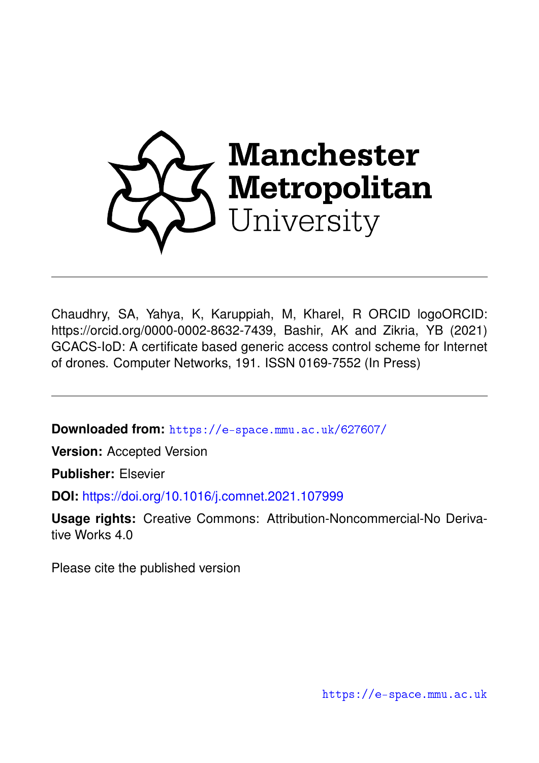Manchester Metropolitan University

Chaudhry, SA, Yahya, K, Karuppiah, M, Kharel, R ORCID logoORCID: https://orcid.org/0000-0002-8632-7439, Bashir, AK and Zikria, YB (2021) GCACS-IoD: A certificate based generic access control scheme for Internet of drones. Computer Networks, 191. ISSN 0169-7552 (In Press)

---

**Downloaded from:** https://e-space.mmu.ac.uk/627607/

**Version:** Accepted Version

**Publisher:** Elsevier

**DOI:** https://doi.org/10.1016/j.comnet.2021.107999

**Usage rights:** Creative Commons: Attribution-Noncommercial-No Derivative Works 4.0

Please cite the published version

https://e-space.mmu.ac.uk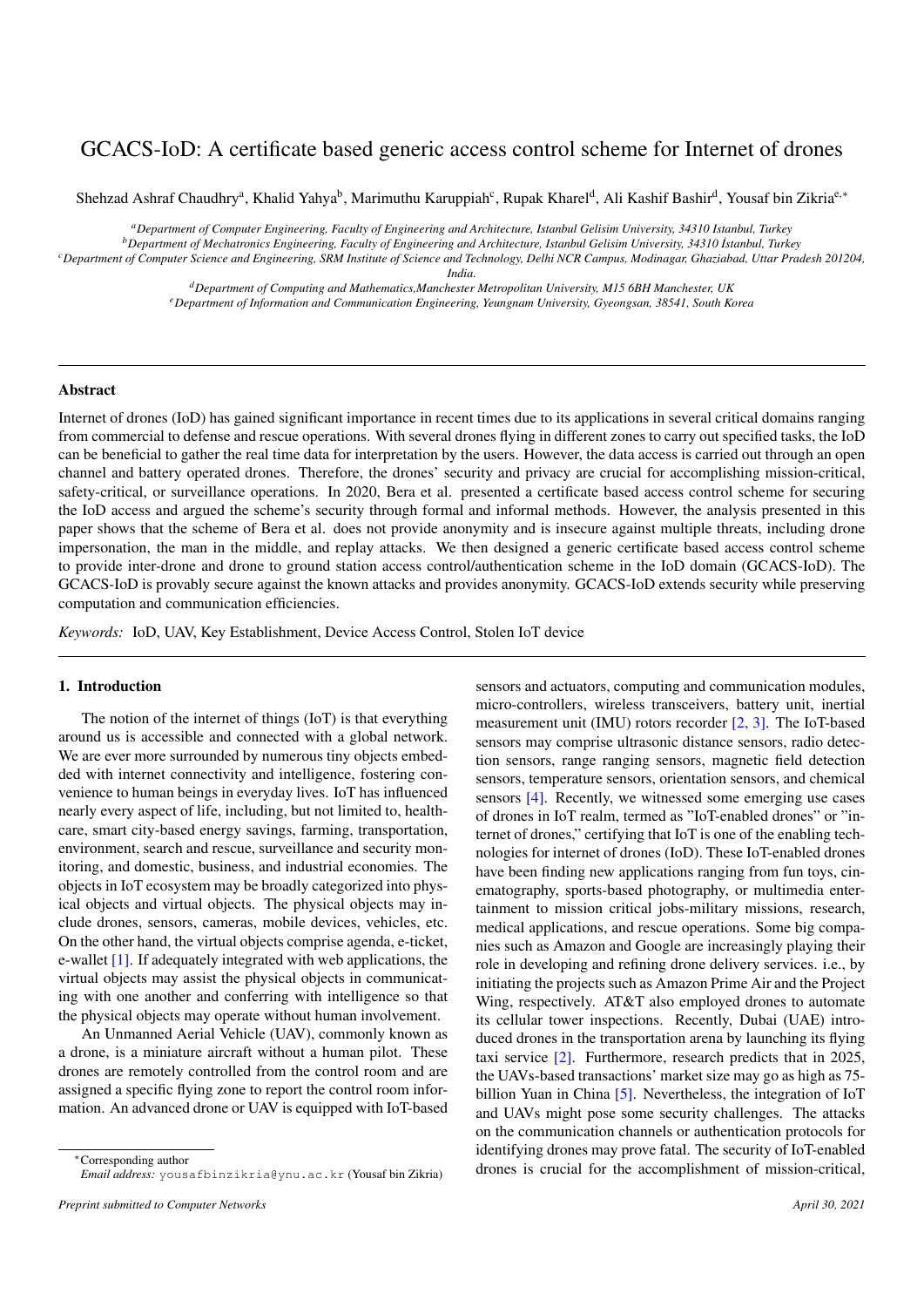# GCACS-IoD: A certificate based generic access control scheme for Internet of drones

Shehzad Ashraf Chaudhry[a], Khalid Yahya[b], Marimuthu Karuppiah[c], Rupak Kharel[d], Ali Kashif Bashir[d], Yousaf bin Zikria[e,*]

[a] *Department of Computer Engineering, Faculty of Engineering and Architecture, Istanbul Gelisim University, 34310 Istanbul, Turkey*

[b] *Department of Mechatronics Engineering, Faculty of Engineering and Architecture, Istanbul Gelisim University, 34310 İstanbul, Turkey*

[c] *Department of Computer Science and Engineering, SRM Institute of Science and Technology, Delhi NCR Campus, Modinagar, Ghaziabad, Uttar Pradesh 201204, India.*

[d] *Department of Computing and Mathematics,Manchester Metropolitan University, M15 6BH Manchester, UK*

[e] *Department of Information and Communication Engineering, Yeungnam University, Gyeongsan, 38541, South Korea*

---

## Abstract

Internet of drones (IoD) has gained significant importance in recent times due to its applications in several critical domains ranging from commercial to defense and rescue operations. With several drones flying in different zones to carry out specified tasks, the IoD can be beneficial to gather the real time data for interpretation by the users. However, the data access is carried out through an open channel and battery operated drones. Therefore, the drones' security and privacy are crucial for accomplishing mission-critical, safety-critical, or surveillance operations. In 2020, Bera et al. presented a certificate based access control scheme for securing the IoD access and argued the scheme's security through formal and informal methods. However, the analysis presented in this paper shows that the scheme of Bera et al. does not provide anonymity and is insecure against multiple threats, including drone impersonation, the man in the middle, and replay attacks. We then designed a generic certificate based access control scheme to provide inter-drone and drone to ground station access control/authentication scheme in the IoD domain (GCACS-IoD). The GCACS-IoD is provably secure against the known attacks and provides anonymity. GCACS-IoD extends security while preserving computation and communication efficiencies.

*Keywords:* IoD, UAV, Key Establishment, Device Access Control, Stolen IoT device

---

## 1. Introduction

The notion of the internet of things (IoT) is that everything around us is accessible and connected with a global network. We are ever more surrounded by numerous tiny objects embedded with internet connectivity and intelligence, fostering convenience to human beings in everyday lives. IoT has influenced nearly every aspect of life, including, but not limited to, healthcare, smart city-based energy savings, farming, transportation, environment, search and rescue, surveillance and security monitoring, and domestic, business, and industrial economies. The objects in IoT ecosystem may be broadly categorized into physical objects and virtual objects. The physical objects may include drones, sensors, cameras, mobile devices, vehicles, etc. On the other hand, the virtual objects comprise agenda, e-ticket, e-wallet [1]. If adequately integrated with web applications, the virtual objects may assist the physical objects in communicating with one another and conferring with intelligence so that the physical objects may operate without human involvement.

An Unmanned Aerial Vehicle (UAV), commonly known as a drone, is a miniature aircraft without a human pilot. These drones are remotely controlled from the control room and are assigned a specific flying zone to report the control room information. An advanced drone or UAV is equipped with IoT-based sensors and actuators, computing and communication modules, micro-controllers, wireless transceivers, battery unit, inertial measurement unit (IMU) rotors recorder [2, 3]. The IoT-based sensors may comprise ultrasonic distance sensors, radio detection sensors, range ranging sensors, magnetic field detection sensors, temperature sensors, orientation sensors, and chemical sensors [4]. Recently, we witnessed some emerging use cases of drones in IoT realm, termed as "IoT-enabled drones" or "internet of drones," certifying that IoT is one of the enabling technologies for internet of drones (IoD). These IoT-enabled drones have been finding new applications ranging from fun toys, cinematography, sports-based photography, or multimedia entertainment to mission critical jobs-military missions, research, medical applications, and rescue operations. Some big companies such as Amazon and Google are increasingly playing their role in developing and refining drone delivery services. i.e., by initiating the projects such as Amazon Prime Air and the Project Wing, respectively. AT&T also employed drones to automate its cellular tower inspections. Recently, Dubai (UAE) introduced drones in the transportation arena by launching its flying taxi service [2]. Furthermore, research predicts that in 2025, the UAVs-based transactions' market size may go as high as 75-billion Yuan in China [5]. Nevertheless, the integration of IoT and UAVs might pose some security challenges. The attacks on the communication channels or authentication protocols for identifying drones may prove fatal. The security of IoT-enabled drones is crucial for the accomplishment of mission-critical,

*Corresponding author
*Email address:* yousafbinzikria@ynu.ac.kr (Yousaf bin Zikria)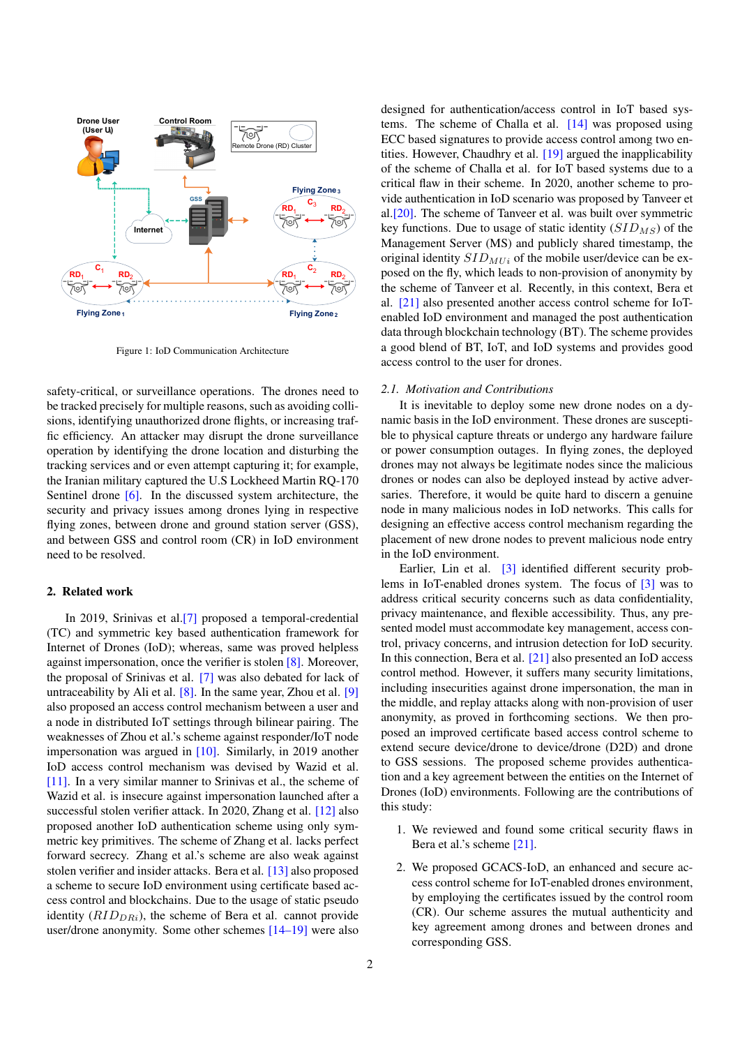Figure 1: IoD Communication Architecture

safety-critical, or surveillance operations. The drones need to be tracked precisely for multiple reasons, such as avoiding collisions, identifying unauthorized drone flights, or increasing traffic efficiency. An attacker may disrupt the drone surveillance operation by identifying the drone location and disturbing the tracking services and or even attempt capturing it; for example, the Iranian military captured the U.S Lockheed Martin RQ-170 Sentinel drone [6]. In the discussed system architecture, the security and privacy issues among drones lying in respective flying zones, between drone and ground station server (GSS), and between GSS and control room (CR) in IoD environment need to be resolved.

## 2. Related work

In 2019, Srinivas et al.[7] proposed a temporal-credential (TC) and symmetric key based authentication framework for Internet of Drones (IoD); whereas, same was proved helpless against impersonation, once the verifier is stolen [8]. Moreover, the proposal of Srinivas et al. [7] was also debated for lack of untraceability by Ali et al. [8]. In the same year, Zhou et al. [9] also proposed an access control mechanism between a user and a node in distributed IoT settings through bilinear pairing. The weaknesses of Zhou et al.'s scheme against responder/IoT node impersonation was argued in [10]. Similarly, in 2019 another IoD access control scheme was devised by Wazid et al. [11]. In a very similar manner to Srinivas et al., the scheme of Wazid et al. is insecure against impersonation launched after a successful stolen verifier attack. In 2020, Zhang et al. [12] also proposed another IoD authentication scheme using only symmetric key primitives. The scheme of Zhang et al. lacks perfect forward secrecy. Zhang et al.'s scheme are also weak against stolen verifier and insider attacks. Bera et al. [13] also proposed a scheme to secure IoD environment using certificate based access control and blockchains. Due to the usage of static pseudo identity ($RID_{DRi}$), the scheme of Bera et al. cannot provide user/drone anonymity. Some other schemes [14–19] were also designed for authentication/access control in IoT based systems. The scheme of Challa et al. [14] was proposed using ECC based signatures to provide access control among two entities. However, Chaudhry et al. [19] argued the inapplicability of the scheme of Challa et al. for IoT based systems due to a critical flaw in their scheme. In 2020, another scheme to provide authentication in IoD scenario was proposed by Tanveer et al.[20]. The scheme of Tanveer et al. was built over symmetric key functions. Due to usage of static identity ($SID_{MS}$) of the Management Server (MS) and publicly shared timestamp, the original identity $SID_{MUi}$ of the mobile user/device can be exposed on the fly, which leads to non-provision of anonymity by the scheme of Tanveer et al. Recently, in this context, Bera et al. [21] also presented another access control scheme for IoT-enabled IoD environment and managed the post authentication data through blockchain technology (BT). The scheme provides a good blend of BT, IoT, and IoD systems and provides good access control to the user for drones.

### 2.1. Motivation and Contributions

It is inevitable to deploy some new drone nodes on a dynamic basis in the IoD environment. These drones are susceptible to physical capture threats or undergo any hardware failure or power consumption outages. In flying zones, the deployed drones may not always be legitimate nodes since the malicious drones or nodes can also be deployed instead by active adversaries. Therefore, it would be quite hard to discern a genuine node in many malicious nodes in IoD networks. This calls for designing an effective access control mechanism regarding the placement of new drone nodes to prevent malicious node entry in the IoD environment.

Earlier, Lin et al. [3] identified different security problems in IoT-enabled drones system. The focus of [3] was to address critical security concerns such as data confidentiality, privacy maintenance, and flexible accessibility. Thus, any presented model must accommodate key management, access control, privacy concerns, and intrusion detection for IoD security. In this connection, Bera et al. [21] also presented an IoD access control method. However, it suffers many security limitations, including insecurities against drone impersonation, the man in the middle, and replay attacks along with non-provision of user anonymity, as proved in forthcoming sections. We then proposed an improved certificate based access control scheme to extend secure device/drone to device/drone (D2D) and drone to GSS sessions. The proposed scheme provides authentication and a key agreement between the entities on the Internet of Drones (IoD) environments. Following are the contributions of this study:

1. We reviewed and found some critical security flaws in Bera et al.'s scheme [21].
2. We proposed GCACS-IoD, an enhanced and secure access control scheme for IoT-enabled drones environment, by employing the certificates issued by the control room (CR). Our scheme assures the mutual authenticity and key agreement among drones and between drones and corresponding GSS.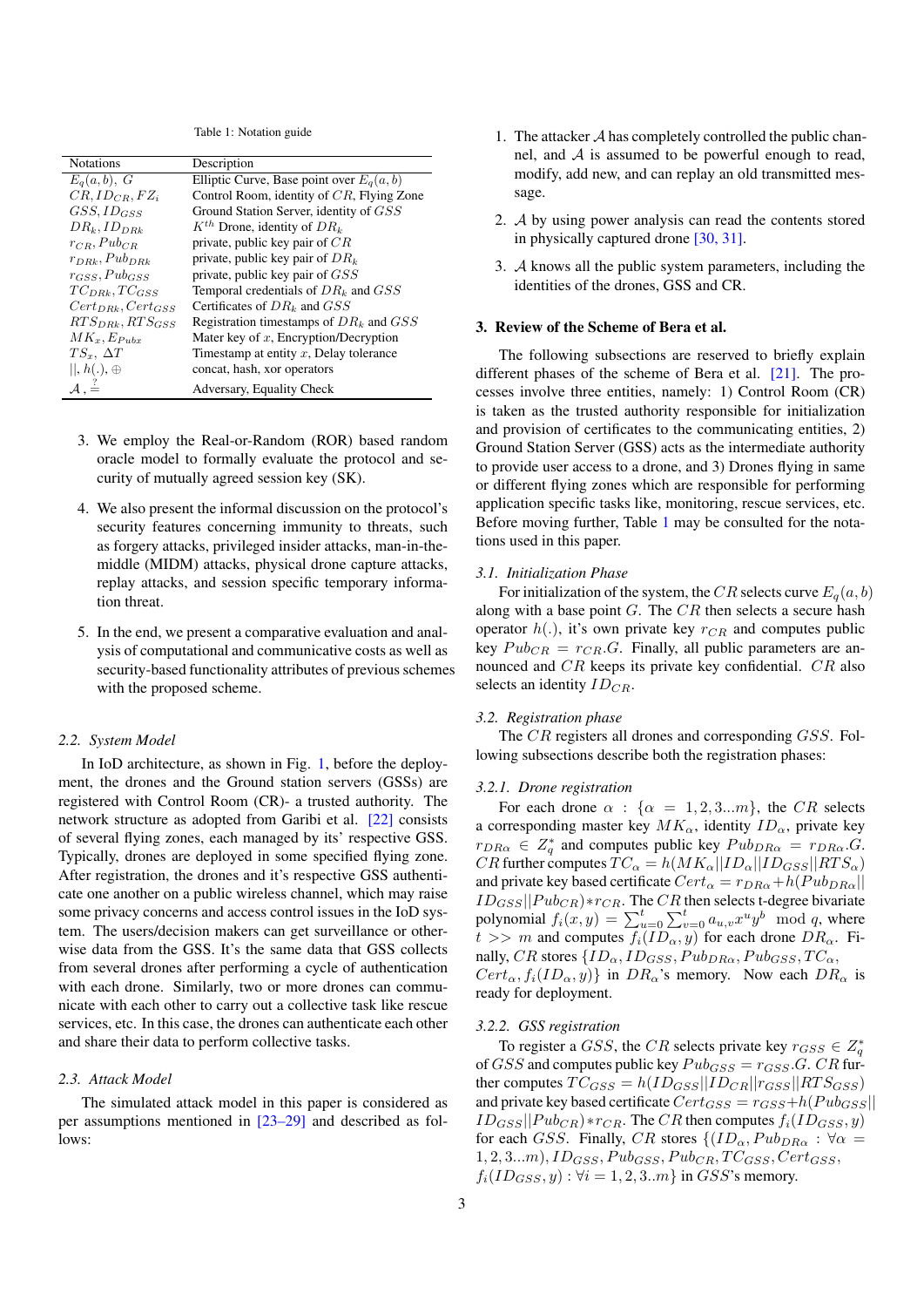Table 1: Notation guide

| Notations | Description |
|---|---|
| $E_q(a,b)$, $G$ | Elliptic Curve, Base point over $E_q(a,b)$ |
| $CR, ID_{CR}, FZ_i$ | Control Room, identity of $CR$, Flying Zone |
| $GSS, ID_{GSS}$ | Ground Station Server, identity of $GSS$ |
| $DR_k, ID_{DRk}$ | $K^{th}$ Drone, identity of $DR_k$ |
| $r_{CR}, Pub_{CR}$ | private, public key pair of $CR$ |
| $r_{DRk}, Pub_{DRk}$ | private, public key pair of $DR_k$ |
| $r_{GSS}, Pub_{GSS}$ | private, public key pair of $GSS$ |
| $TC_{DRk}, TC_{GSS}$ | Temporal credentials of $DR_k$ and $GSS$ |
| $Cert_{DRk}, Cert_{GSS}$ | Certificates of $DR_k$ and $GSS$ |
| $RTS_{DRk}, RTS_{GSS}$ | Registration timestamps of $DR_k$ and $GSS$ |
| $MK_x, E_{Pubx}$ | Mater key of $x$, Encryption/Decryption |
| $TS_x$, $\Delta T$ | Timestamp at entity $x$, Delay tolerance |
| $\|\|$, $h(.)$, $\oplus$ | concat, hash, xor operators |
| $\mathcal{A}$, $\stackrel{?}{=}$ | Adversary, Equality Check |

3. We employ the Real-or-Random (ROR) based random oracle model to formally evaluate the protocol and security of mutually agreed session key (SK).

4. We also present the informal discussion on the protocol's security features concerning immunity to threats, such as forgery attacks, privileged insider attacks, man-in-the-middle (MIDM) attacks, physical drone capture attacks, replay attacks, and session specific temporary information threat.

5. In the end, we present a comparative evaluation and analysis of computational and communicative costs as well as security-based functionality attributes of previous schemes with the proposed scheme.

### 2.2. System Model

In IoD architecture, as shown in Fig. 1, before the deployment, the drones and the Ground station servers (GSSs) are registered with Control Room (CR)- a trusted authority. The network structure as adopted from Garibi et al. [22] consists of several flying zones, each managed by its' respective GSS. Typically, drones are deployed in some specified flying zone. After registration, the drones and it's respective GSS authenticate one another on a public wireless channel, which may raise some privacy concerns and access control issues in the IoD system. The users/decision makers can get surveillance or otherwise data from the GSS. It's the same data that GSS collects from several drones after performing a cycle of authentication with each drone. Similarly, two or more drones can communicate with each other to carry out a collective task like rescue services, etc. In this case, the drones can authenticate each other and share their data to perform collective tasks.

### 2.3. Attack Model

The simulated attack model in this paper is considered as per assumptions mentioned in [23–29] and described as follows:

1. The attacker $\mathcal{A}$ has completely controlled the public channel, and $\mathcal{A}$ is assumed to be powerful enough to read, modify, add new, and can replay an old transmitted message.

2. $\mathcal{A}$ by using power analysis can read the contents stored in physically captured drone [30, 31].

3. $\mathcal{A}$ knows all the public system parameters, including the identities of the drones, GSS and CR.

## 3. Review of the Scheme of Bera et al.

The following subsections are reserved to briefly explain different phases of the scheme of Bera et al. [21]. The processes involve three entities, namely: 1) Control Room (CR) is taken as the trusted authority responsible for initialization and provision of certificates to the communicating entities, 2) Ground Station Server (GSS) acts as the intermediate authority to provide user access to a drone, and 3) Drones flying in same or different flying zones which are responsible for performing application specific tasks like, monitoring, rescue services, etc. Before moving further, Table 1 may be consulted for the notations used in this paper.

### 3.1. Initialization Phase

For initialization of the system, the $CR$ selects curve $E_q(a,b)$ along with a base point $G$. The $CR$ then selects a secure hash operator $h(.)$, it's own private key $r_{CR}$ and computes public key $Pub_{CR} = r_{CR}.G$. Finally, all public parameters are announced and $CR$ keeps its private key confidential. $CR$ also selects an identity $ID_{CR}$.

### 3.2. Registration phase

The $CR$ registers all drones and corresponding $GSS$. Following subsections describe both the registration phases:

#### 3.2.1. Drone registration

For each drone $\alpha : \{\alpha = 1,2,3...m\}$, the $CR$ selects a corresponding master key $MK_\alpha$, identity $ID_\alpha$, private key $r_{DR\alpha} \in Z_q^*$ and computes public key $Pub_{DR\alpha} = r_{DR\alpha}.G$. $CR$ further computes $TC_\alpha = h(MK_\alpha||ID_\alpha||ID_{GSS}||RTS_\alpha)$ and private key based certificate $Cert_\alpha = r_{DR\alpha} + h(Pub_{DR\alpha}||ID_{GSS}||Pub_{CR}) * r_{CR}$. The $CR$ then selects t-degree bivariate polynomial $f_i(x,y) = \sum_{u=0}^{t}\sum_{v=0}^{t} a_{u,v}x^u y^b \mod q$, where $t >> m$ and computes $f_i(ID_\alpha, y)$ for each drone $DR_\alpha$. Finally, $CR$ stores $\{ID_\alpha, ID_{GSS}, Pub_{DR\alpha}, Pub_{GSS}, TC_\alpha, Cert_\alpha, f_i(ID_\alpha, y)\}$ in $DR_\alpha$'s memory. Now each $DR_\alpha$ is ready for deployment.

#### 3.2.2. GSS registration

To register a $GSS$, the $CR$ selects private key $r_{GSS} \in Z_q^*$ of $GSS$ and computes public key $Pub_{GSS} = r_{GSS}.G$. $CR$ further computes $TC_{GSS} = h(ID_{GSS}||ID_{CR}||r_{GSS}||RTS_{GSS})$ and private key based certificate $Cert_{GSS} = r_{GSS} + h(Pub_{GSS}||ID_{GSS}||Pub_{CR}) * r_{CR}$. The $CR$ then computes $f_i(ID_{GSS}, y)$ for each $GSS$. Finally, $CR$ stores $\{(ID_\alpha, Pub_{DR\alpha} : \forall\alpha = 1,2,3...m), ID_{GSS}, Pub_{GSS}, Pub_{CR}, TC_{GSS}, Cert_{GSS}, f_i(ID_{GSS}, y) : \forall i = 1,2,3..m\}$ in $GSS$'s memory.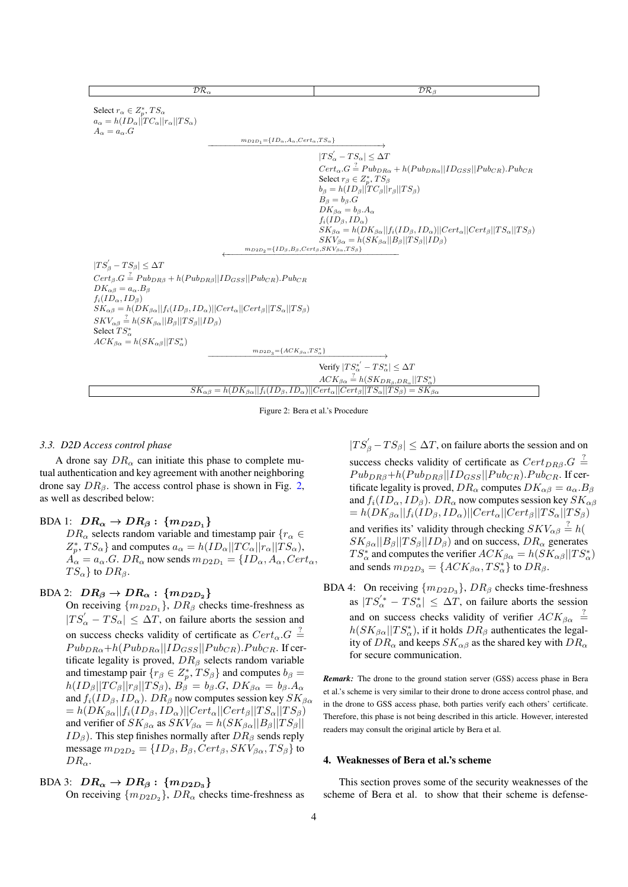| $\mathcal{DR}_\alpha$ | | $\mathcal{DR}_\beta$ |
|---|---|---|
| Select $r_\alpha \in Z_p^*, TS_\alpha$ <br> $a_\alpha = h(ID_\alpha \| TC_\alpha \| r_\alpha \| TS_\alpha)$ <br> $A_\alpha = a_\alpha.G$ | | |
| | $\xrightarrow{m_{D2D_1}=\{ID_\alpha, A_\alpha, Cert_\alpha, TS_\alpha\}}$ | |
| | | $\lvert TS_\alpha^{'} - TS_\alpha \rvert \leq \Delta T$ <br> $Cert_\alpha.G \stackrel{?}{=} Pub_{DR\alpha} + h(Pub_{DR\alpha} \| ID_{GSS} \| Pub_{CR}).Pub_{CR}$ <br> Select $r_\beta \in Z_p^*, TS_\beta$ <br> $b_\beta = h(ID_\beta \| TC_\beta \| r_\beta \| TS_\beta)$ <br> $B_\beta = b_\beta.G$ <br> $DK_{\beta\alpha} = b_\beta.A_\alpha$ <br> $f_i(ID_\beta, ID_\alpha)$ <br> $SK_{\beta\alpha} = h(DK_{\beta\alpha} \| f_i(ID_\beta, ID_\alpha) \| Cert_\alpha \| Cert_\beta \| TS_\alpha \| TS_\beta)$ <br> $SKV_{\beta\alpha} = h(SK_{\beta\alpha} \| B_\beta \| TS_\beta \| ID_\beta)$ |
| | $\xleftarrow{m_{D2D_2}=\{ID_\beta, B_\beta, Cert_\beta, SKV_{\beta\alpha}, TS_\beta\}}$ | |
| $\lvert TS_\beta^{'} - TS_\beta \rvert \leq \Delta T$ <br> $Cert_\beta.G \stackrel{?}{=} Pub_{DR\beta} + h(Pub_{DR\beta} \| ID_{GSS} \| Pub_{CR}).Pub_{CR}$ <br> $DK_{\alpha\beta} = a_\alpha.B_\beta$ <br> $f_i(ID_\alpha, ID_\beta)$ <br> $SK_{\alpha\beta} = h(DK_{\beta\alpha} \| f_i(ID_\beta, ID_\alpha) \| Cert_\alpha \| Cert_\beta \| TS_\alpha \| TS_\beta)$ <br> $SKV_{\alpha\beta} \stackrel{?}{=} h(SK_{\beta\alpha} \| B_\beta \| TS_\beta \| ID_\beta)$ <br> Select $TS_\alpha^*$ <br> $ACK_{\beta\alpha} = h(SK_{\alpha\beta} \| TS_\alpha^*)$ | | |
| | $\xrightarrow{m_{D2D_3}=\{ACK_{\beta\alpha}, TS_\alpha^*\}}$ | |
| | | Verify $\lvert TS_\alpha^{*'} - TS_\alpha^* \rvert \leq \Delta T$ <br> $ACK_{\beta\alpha} \stackrel{?}{=} h(SK_{DR_\beta, DR_\alpha} \| TS_\alpha^*)$ |
| $SK_{\alpha\beta} = h(DK_{\beta\alpha} \| f_i(ID_\beta, ID_\alpha) \| Cert_\alpha \| Cert_\beta \| TS_\alpha \| TS_\beta) = SK_{\beta\alpha}$ | | |

Figure 2: Bera et al.'s Procedure

### 3.3. D2D Access control phase

A drone say $DR_\alpha$ can initiate this phase to complete mutual authentication and key agreement with another neighboring drone say $DR_\beta$. The access control phase is shown in Fig. 2, as well as described below:

**BDA 1: $DR_\alpha \rightarrow DR_\beta$ : $\{m_{D2D_1}\}$**

$DR_\alpha$ selects random variable and timestamp pair $\{r_\alpha \in Z_p^*, TS_\alpha\}$ and computes $a_\alpha = h(ID_\alpha \| TC_\alpha \| r_\alpha \| TS_\alpha)$, $A_\alpha = a_\alpha.G$. $DR_\alpha$ now sends $m_{D2D_1} = \{ID_\alpha, A_\alpha, Cert_\alpha, TS_\alpha\}$ to $DR_\beta$.

**BDA 2: $DR_\beta \rightarrow DR_\alpha$ : $\{m_{D2D_2}\}$**

On receiving $\{m_{D2D_1}\}$, $DR_\beta$ checks time-freshness as $|TS_\alpha^{'} - TS_\alpha| \leq \Delta T$, on failure aborts the session and on success checks validity of certificate as $Cert_\alpha.G \stackrel{?}{=} Pub_{DR\alpha} + h(Pub_{DR\alpha} \| ID_{GSS} \| Pub_{CR}).Pub_{CR}$. If certificate legality is proved, $DR_\beta$ selects random variable and timestamp pair $\{r_\beta \in Z_p^*, TS_\beta\}$ and computes $b_\beta = h(ID_\beta \| TC_\beta \| r_\beta \| TS_\beta)$, $B_\beta = b_\beta.G$, $DK_{\beta\alpha} = b_\beta.A_\alpha$ and $f_i(ID_\beta, ID_\alpha)$. $DR_\beta$ now computes session key $SK_{\beta\alpha}$ $= h(DK_{\beta\alpha} \| f_i(ID_\beta, ID_\alpha) \| Cert_\alpha \| Cert_\beta \| TS_\alpha \| TS_\beta)$ and verifier of $SK_{\beta\alpha}$ as $SKV_{\beta\alpha} = h(SK_{\beta\alpha} \| B_\beta \| TS_\beta \| ID_\beta)$. This step finishes normally after $DR_\beta$ sends reply message $m_{D2D_2} = \{ID_\beta, B_\beta, Cert_\beta, SKV_{\beta\alpha}, TS_\beta\}$ to $DR_\alpha$.

**BDA 3: $DR_\alpha \rightarrow DR_\beta$ : $\{m_{D2D_3}\}$**

On receiving $\{m_{D2D_2}\}$, $DR_\alpha$ checks time-freshness as $|TS_\beta^{'} - TS_\beta| \leq \Delta T$, on failure aborts the session and on success checks validity of certificate as $Cert_{DR\beta}.G \stackrel{?}{=} Pub_{DR\beta} + h(Pub_{DR\beta} \| ID_{GSS} \| Pub_{CR}).Pub_{CR}$. If certificate legality is proved, $DR_\alpha$ computes $DK_{\alpha\beta} = a_\alpha.B_\beta$ and $f_i(ID_\alpha, ID_\beta)$. $DR_\alpha$ now computes session key $SK_{\alpha\beta}$ $= h(DK_{\beta\alpha} \| f_i(ID_\beta, ID_\alpha) \| Cert_\alpha \| Cert_\beta \| TS_\alpha \| TS_\beta)$ and verifies its' validity through checking $SKV_{\alpha\beta} \stackrel{?}{=} h(SK_{\beta\alpha} \| B_\beta \| TS_\beta \| ID_\beta)$ and on success, $DR_\alpha$ generates $TS_\alpha^*$ and computes the verifier $ACK_{\beta\alpha} = h(SK_{\alpha\beta} \| TS_\alpha^*)$ and sends $m_{D2D_3} = \{ACK_{\beta\alpha}, TS_\alpha^*\}$ to $DR_\beta$.

**BDA 4:** On receiving $\{m_{D2D_3}\}$, $DR_\beta$ checks time-freshness as $|TS_\alpha^{'*} - TS_\alpha^*| \leq \Delta T$, on failure aborts the session and on success checks validity of verifier $ACK_{\beta\alpha} \stackrel{?}{=} h(SK_{\beta\alpha} \| TS_\alpha^*)$, if it holds $DR_\beta$ authenticates the legality of $DR_\alpha$ and keeps $SK_{\alpha\beta}$ as the shared key with $DR_\alpha$ for secure communication.

***Remark:*** The drone to the ground station server (GSS) access phase in Bera et al.'s scheme is very similar to their drone to drone access control phase, and in the drone to GSS access phase, both parties verify each others' certificate. Therefore, this phase is not being described in this article. However, interested readers may consult the original article by Bera et al.

## 4. Weaknesses of Bera et al.'s scheme

This section proves some of the security weaknesses of the scheme of Bera et al. to show that their scheme is defense-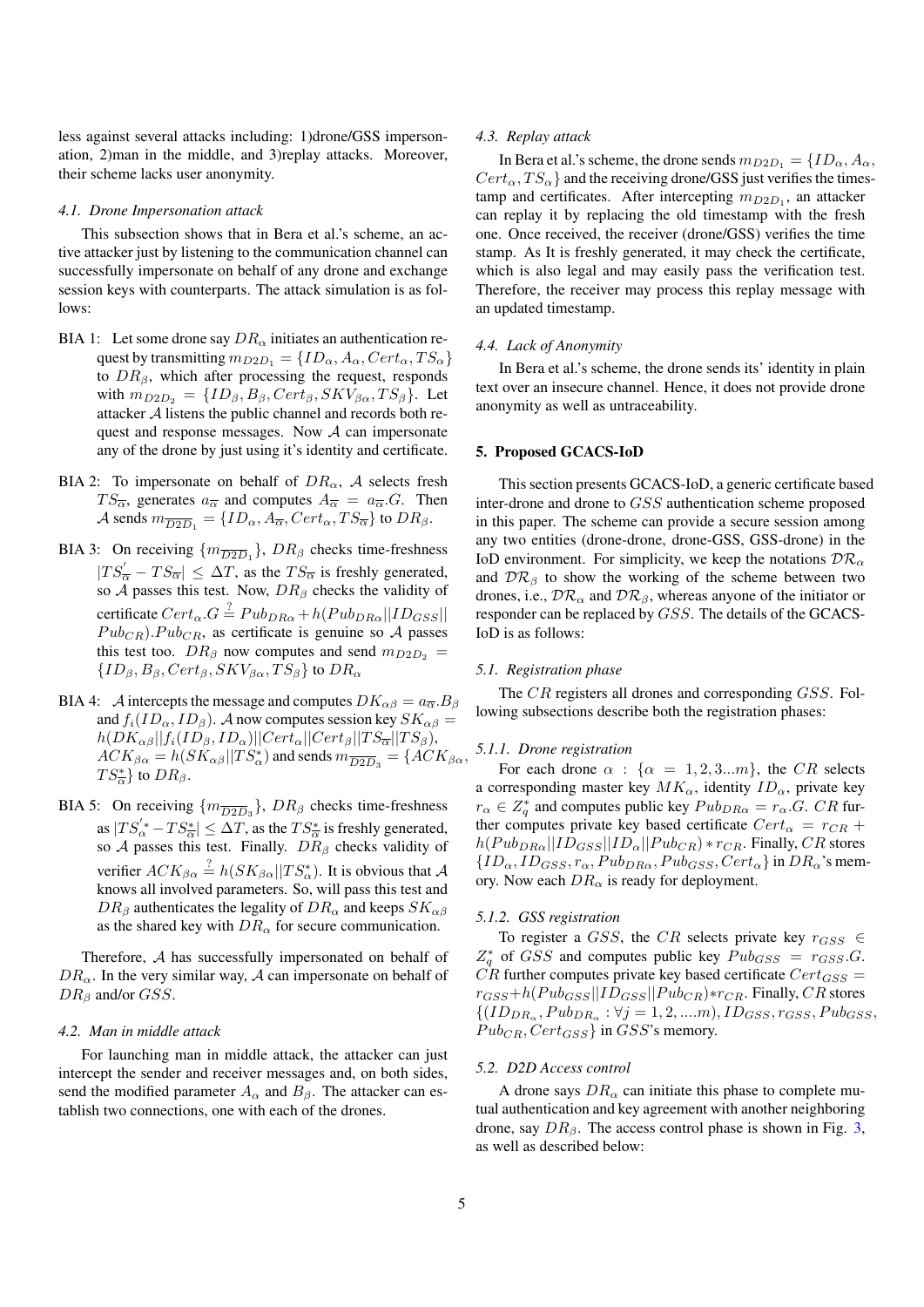less against several attacks including: 1)drone/GSS impersonation, 2)man in the middle, and 3)replay attacks. Moreover, their scheme lacks user anonymity.

#### 4.1. Drone Impersonation attack

This subsection shows that in Bera et al.'s scheme, an active attacker just by listening to the communication channel can successfully impersonate on behalf of any drone and exchange session keys with counterparts. The attack simulation is as follows:

- BIA 1: Let some drone say $DR_\alpha$ initiates an authentication request by transmitting $m_{D2D_1} = \{ID_\alpha, A_\alpha, Cert_\alpha, TS_\alpha\}$ to $DR_\beta$, which after processing the request, responds with $m_{D2D_2} = \{ID_\beta, B_\beta, Cert_\beta, SKV_{\beta\alpha}, TS_\beta\}$. Let attacker $\mathcal{A}$ listens the public channel and records both request and response messages. Now $\mathcal{A}$ can impersonate any of the drone by just using it's identity and certificate.
- BIA 2: To impersonate on behalf of $DR_\alpha$, $\mathcal{A}$ selects fresh $TS_{\overline{\alpha}}$, generates $a_{\overline{\alpha}}$ and computes $A_{\overline{\alpha}} = a_{\overline{\alpha}}.G$. Then $\mathcal{A}$ sends $m_{\overline{D2D}_1} = \{ID_\alpha, A_{\overline{\alpha}}, Cert_\alpha, TS_{\overline{\alpha}}\}$ to $DR_\beta$.
- BIA 3: On receiving $\{m_{\overline{D2D}_1}\}$, $DR_\beta$ checks time-freshness $|TS'_{\overline{\alpha}} - TS_{\overline{\alpha}}| \leq \Delta T$, as the $TS_{\overline{\alpha}}$ is freshly generated, so $\mathcal{A}$ passes this test. Now, $DR_\beta$ checks the validity of certificate $Cert_\alpha.G \stackrel{?}{=} Pub_{DR\alpha} + h(Pub_{DR\alpha}||ID_{GSS}|| Pub_{CR}).Pub_{CR}$, as certificate is genuine so $\mathcal{A}$ passes this test too. $DR_\beta$ now computes and send $m_{D2D_2} = \{ID_\beta, B_\beta, Cert_\beta, SKV_{\beta\alpha}, TS_\beta\}$ to $DR_\alpha$
- BIA 4: $\mathcal{A}$ intercepts the message and computes $DK_{\alpha\beta} = a_{\overline{\alpha}}.B_\beta$ and $f_i(ID_\alpha, ID_\beta)$. $\mathcal{A}$ now computes session key $SK_{\alpha\beta} = h(DK_{\alpha\beta}||f_i(ID_\beta, ID_\alpha)||Cert_\alpha||Cert_\beta||TS_{\overline{\alpha}}||TS_\beta)$, $ACK_{\beta\alpha} = h(SK_{\alpha\beta}||TS^*_\alpha)$ and sends $m_{\overline{D2D}_3} = \{ACK_{\beta\alpha}, TS^*_{\overline{\alpha}}\}$ to $DR_\beta$.
- BIA 5: On receiving $\{m_{\overline{D2D}_3}\}$, $DR_\beta$ checks time-freshness as $|TS'^{*}_\alpha - TS^*_{\overline{\alpha}}| \leq \Delta T$, as the $TS^*_{\overline{\alpha}}$ is freshly generated, so $\mathcal{A}$ passes this test. Finally, $DR_\beta$ checks validity of verifier $ACK_{\beta\alpha} \stackrel{?}{=} h(SK_{\beta\alpha}||TS^*_\alpha)$. It is obvious that $\mathcal{A}$ knows all involved parameters. So, will pass this test and $DR_\beta$ authenticates the legality of $DR_\alpha$ and keeps $SK_{\alpha\beta}$ as the shared key with $DR_\alpha$ for secure communication.

Therefore, $\mathcal{A}$ has successfully impersonated on behalf of $DR_\alpha$. In the very similar way, $\mathcal{A}$ can impersonate on behalf of $DR_\beta$ and/or $GSS$.

#### 4.2. Man in middle attack

For launching man in middle attack, the attacker can just intercept the sender and receiver messages and, on both sides, send the modified parameter $A_\alpha$ and $B_\beta$. The attacker can establish two connections, one with each of the drones.

#### 4.3. Replay attack

In Bera et al.'s scheme, the drone sends $m_{D2D_1} = \{ID_\alpha, A_\alpha, Cert_\alpha, TS_\alpha\}$ and the receiving drone/GSS just verifies the timestamp and certificates. After intercepting $m_{D2D_1}$, an attacker can replay it by replacing the old timestamp with the fresh one. Once received, the receiver (drone/GSS) verifies the time stamp. As It is freshly generated, it may check the certificate, which is also legal and may easily pass the verification test. Therefore, the receiver may process this replay message with an updated timestamp.

#### 4.4. Lack of Anonymity

In Bera et al.'s scheme, the drone sends its' identity in plain text over an insecure channel. Hence, it does not provide drone anonymity as well as untraceability.

## 5. Proposed GCACS-IoD

This section presents GCACS-IoD, a generic certificate based inter-drone and drone to $GSS$ authentication scheme proposed in this paper. The scheme can provide a secure session among any two entities (drone-drone, drone-GSS, GSS-drone) in the IoD environment. For simplicity, we keep the notations $\mathcal{DR}_\alpha$ and $\mathcal{DR}_\beta$ to show the working of the scheme between two drones, i.e., $\mathcal{DR}_\alpha$ and $\mathcal{DR}_\beta$, whereas anyone of the initiator or responder can be replaced by $GSS$. The details of the GCACS-IoD is as follows:

#### 5.1. Registration phase

The $CR$ registers all drones and corresponding $GSS$. Following subsections describe both the registration phases:

##### 5.1.1. Drone registration

For each drone $\alpha : \{\alpha = 1, 2, 3...m\}$, the $CR$ selects a corresponding master key $MK_\alpha$, identity $ID_\alpha$, private key $r_\alpha \in Z^*_q$ and computes public key $Pub_{DR\alpha} = r_\alpha.G$. $CR$ further computes private key based certificate $Cert_\alpha = r_{CR} + h(Pub_{DR\alpha}||ID_{GSS}||ID_\alpha||Pub_{CR}) * r_{CR}$. Finally, $CR$ stores $\{ID_\alpha, ID_{GSS}, r_\alpha, Pub_{DR\alpha}, Pub_{GSS}, Cert_\alpha\}$ in $DR_\alpha$'s memory. Now each $DR_\alpha$ is ready for deployment.

##### 5.1.2. GSS registration

To register a $GSS$, the $CR$ selects private key $r_{GSS} \in Z^*_q$ of $GSS$ and computes public key $Pub_{GSS} = r_{GSS}.G$. $CR$ further computes private key based certificate $Cert_{GSS} = r_{GSS} + h(Pub_{GSS}||ID_{GSS}||Pub_{CR}) * r_{CR}$. Finally, $CR$ stores $\{(ID_{DR_\alpha}, Pub_{DR_\alpha} : \forall j = 1, 2, ....m), ID_{GSS}, r_{GSS}, Pub_{GSS}, Pub_{CR}, Cert_{GSS}\}$ in $GSS$'s memory.

#### 5.2. D2D Access control

A drone says $DR_\alpha$ can initiate this phase to complete mutual authentication and key agreement with another neighboring drone, say $DR_\beta$. The access control phase is shown in Fig. 3, as well as described below: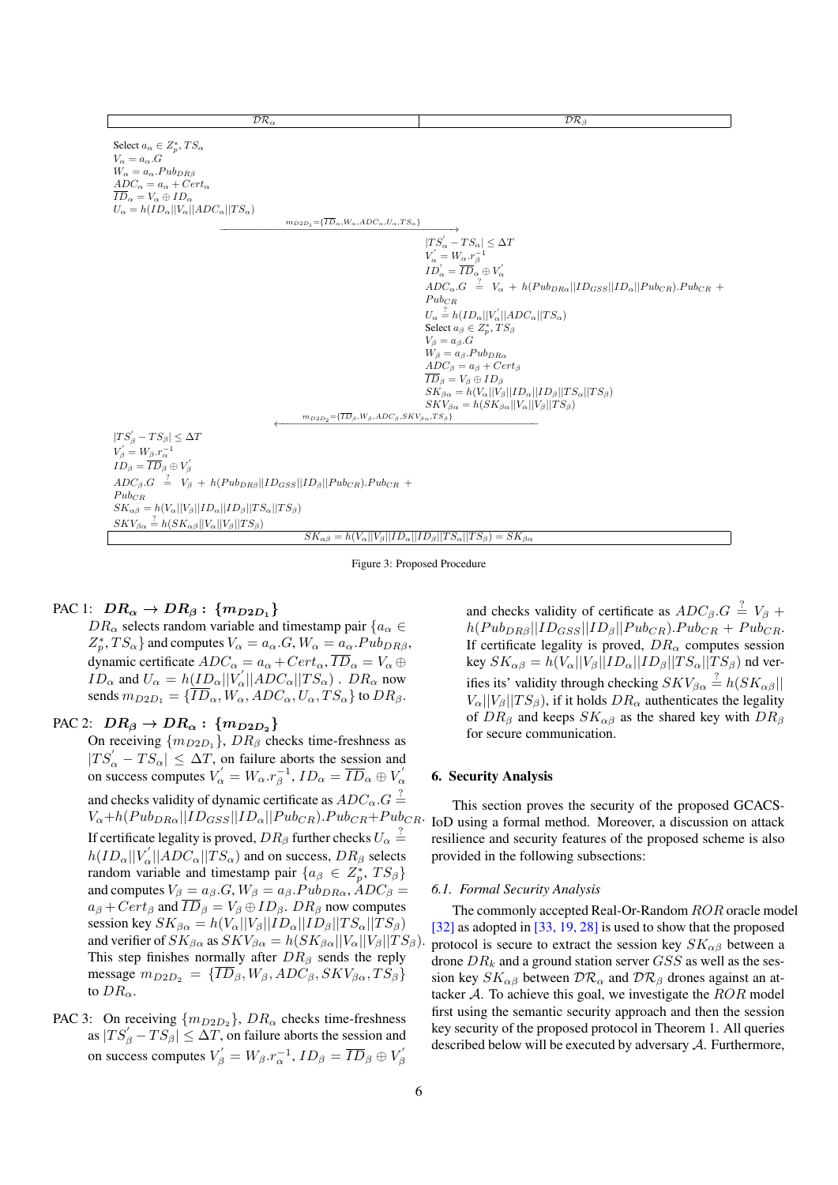| $\mathcal{DR}_\alpha$ | $\mathcal{DR}_\beta$ |
|---|---|
| Select $a_\alpha \in Z_p^*, TS_\alpha$<br>$V_\alpha = a_\alpha.G$<br>$W_\alpha = a_\alpha.Pub_{DR\beta}$<br>$ADC_\alpha = a_\alpha + Cert_\alpha$<br>$\overline{ID}_\alpha = V_\alpha \oplus ID_\alpha$<br>$U_\alpha = h(ID_\alpha \| V_\alpha \| ADC_\alpha \| TS_\alpha)$ | |
| $\xrightarrow{m_{D2D_1}=\{\overline{ID}_\alpha, W_\alpha, ADC_\alpha, U_\alpha, TS_\alpha\}}$ | |
| | $\|TS_\alpha^{'} - TS_\alpha\| \leq \Delta T$<br>$V_\alpha^{'} = W_\alpha.r_\beta^{-1}$<br>$ID_\alpha^{'} = \overline{ID}_\alpha \oplus V_\alpha^{'}$<br>$ADC_\alpha.G \stackrel{?}{=} V_\alpha + h(Pub_{DR\alpha} \| ID_{GSS} \| ID_\alpha \| Pub_{CR}).Pub_{CR} + Pub_{CR}$<br>$U_\alpha \stackrel{?}{=} h(ID_\alpha \| V_\alpha^{'} \| ADC_\alpha \| TS_\alpha)$<br>Select $a_\beta \in Z_p^*, TS_\beta$<br>$V_\beta = a_\beta.G$<br>$W_\beta = a_\beta.Pub_{DR\alpha}$<br>$ADC_\beta = a_\beta + Cert_\beta$<br>$\overline{ID}_\beta = V_\beta \oplus ID_\beta$<br>$SK_{\beta\alpha} = h(V_\alpha \| V_\beta \| ID_\alpha \| ID_\beta \| TS_\alpha \| TS_\beta)$<br>$SKV_{\beta\alpha} = h(SK_{\beta\alpha} \| V_\alpha \| V_\beta \| TS_\beta)$ |
| | $\xleftarrow{m_{D2D_2}=\{\overline{ID}_\beta, W_\beta, ADC_\beta, SKV_{\beta\alpha}, TS_\beta\}}$ |
| $\|TS_\beta^{'} - TS_\beta\| \leq \Delta T$<br>$V_\beta^{'} = W_\beta.r_\alpha^{-1}$<br>$ID_\beta = \overline{ID}_\beta \oplus V_\beta^{'}$<br>$ADC_\beta.G \stackrel{?}{=} V_\beta + h(Pub_{DR\beta} \| ID_{GSS} \| ID_\beta \| Pub_{CR}).Pub_{CR} + Pub_{CR}$<br>$SK_{\alpha\beta} = h(V_\alpha \| V_\beta \| ID_\alpha \| ID_\beta \| TS_\alpha \| TS_\beta)$<br>$SKV_{\beta\alpha} \stackrel{?}{=} h(SK_{\alpha\beta} \| V_\alpha \| V_\beta \| TS_\beta)$ | |

$$SK_{\alpha\beta} = h(V_\alpha||V_\beta||ID_\alpha||ID_\beta||TS_\alpha||TS_\beta) = SK_{\beta\alpha}$$

Figure 3: Proposed Procedure

**PAC 1:** $\boldsymbol{DR_\alpha \rightarrow DR_\beta : \{m_{D2D_1}\}}$

$DR_\alpha$ selects random variable and timestamp pair $\{a_\alpha \in Z_p^*, TS_\alpha\}$ and computes $V_\alpha = a_\alpha.G, W_\alpha = a_\alpha.Pub_{DR\beta}$, dynamic certificate $ADC_\alpha = a_\alpha + Cert_\alpha, \overline{ID}_\alpha = V_\alpha \oplus ID_\alpha$ and $U_\alpha = h(ID_\alpha||V_\alpha^{'}||ADC_\alpha||TS_\alpha)$ . $DR_\alpha$ now sends $m_{D2D_1} = \{\overline{ID}_\alpha, W_\alpha, ADC_\alpha, U_\alpha, TS_\alpha\}$ to $DR_\beta$.

**PAC 2:** $\boldsymbol{DR_\beta \rightarrow DR_\alpha : \{m_{D2D_2}\}}$

On receiving $\{m_{D2D_1}\}$, $DR_\beta$ checks time-freshness as $|TS_\alpha^{'} - TS_\alpha| \leq \Delta T$, on failure aborts the session and on success computes $V_\alpha^{'} = W_\alpha.r_\beta^{-1}$, $ID_\alpha = \overline{ID}_\alpha \oplus V_\alpha^{'}$ and checks validity of dynamic certificate as $ADC_\alpha.G \stackrel{?}{=} V_\alpha + h(Pub_{DR\alpha}||ID_{GSS}||ID_\alpha||Pub_{CR}).Pub_{CR} + Pub_{CR}$. If certificate legality is proved, $DR_\beta$ further checks $U_\alpha \stackrel{?}{=} h(ID_\alpha||V_\alpha^{'}||ADC_\alpha||TS_\alpha)$ and on success, $DR_\beta$ selects random variable and timestamp pair $\{a_\beta \in Z_p^*, TS_\beta\}$ and computes $V_\beta = a_\beta.G, W_\beta = a_\beta.Pub_{DR\alpha}, ADC_\beta = a_\beta + Cert_\beta$ and $\overline{ID}_\beta = V_\beta \oplus ID_\beta$. $DR_\beta$ now computes session key $SK_{\beta\alpha} = h(V_\alpha||V_\beta||ID_\alpha||ID_\beta||TS_\alpha||TS_\beta)$ and verifier of $SK_{\beta\alpha}$ as $SKV_{\beta\alpha} = h(SK_{\beta\alpha}||V_\alpha||V_\beta||TS_\beta)$. This step finishes normally after $DR_\beta$ sends the reply message $m_{D2D_2} = \{\overline{ID}_\beta, W_\beta, ADC_\beta, SKV_{\beta\alpha}, TS_\beta\}$ to $DR_\alpha$.

**PAC 3:** On receiving $\{m_{D2D_2}\}$, $DR_\alpha$ checks time-freshness as $|TS_\beta^{'} - TS_\beta| \leq \Delta T$, on failure aborts the session and on success computes $V_\beta^{'} = W_\beta.r_\alpha^{-1}$, $ID_\beta = \overline{ID}_\beta \oplus V_\beta^{'}$ and checks validity of certificate as $ADC_\beta.G \stackrel{?}{=} V_\beta + h(Pub_{DR\beta}||ID_{GSS}||ID_\beta||Pub_{CR}).Pub_{CR} + Pub_{CR}$. If certificate legality is proved, $DR_\alpha$ computes session key $SK_{\alpha\beta} = h(V_\alpha||V_\beta||ID_\alpha||ID_\beta||TS_\alpha||TS_\beta)$ nd verifies its' validity through checking $SKV_{\beta\alpha} \stackrel{?}{=} h(SK_{\alpha\beta}|| V_\alpha||V_\beta||TS_\beta)$, if it holds $DR_\alpha$ authenticates the legality of $DR_\beta$ and keeps $SK_{\alpha\beta}$ as the shared key with $DR_\beta$ for secure communication.

## 6. Security Analysis

This section proves the security of the proposed GCACS-IoD using a formal method. Moreover, a discussion on attack resilience and security features of the proposed scheme is also provided in the following subsections:

### 6.1. Formal Security Analysis

The commonly accepted Real-Or-Random $ROR$ oracle model [32] as adopted in [33, 19, 28] is used to show that the proposed protocol is secure to extract the session key $SK_{\alpha\beta}$ between a drone $DR_k$ and a ground station server $GSS$ as well as the session key $SK_{\alpha\beta}$ between $\mathcal{DR}_\alpha$ and $\mathcal{DR}_\beta$ drones against an attacker $\mathcal{A}$. To achieve this goal, we investigate the $ROR$ model first using the semantic security approach and then the session key security of the proposed protocol in Theorem 1. All queries described below will be executed by adversary $\mathcal{A}$. Furthermore,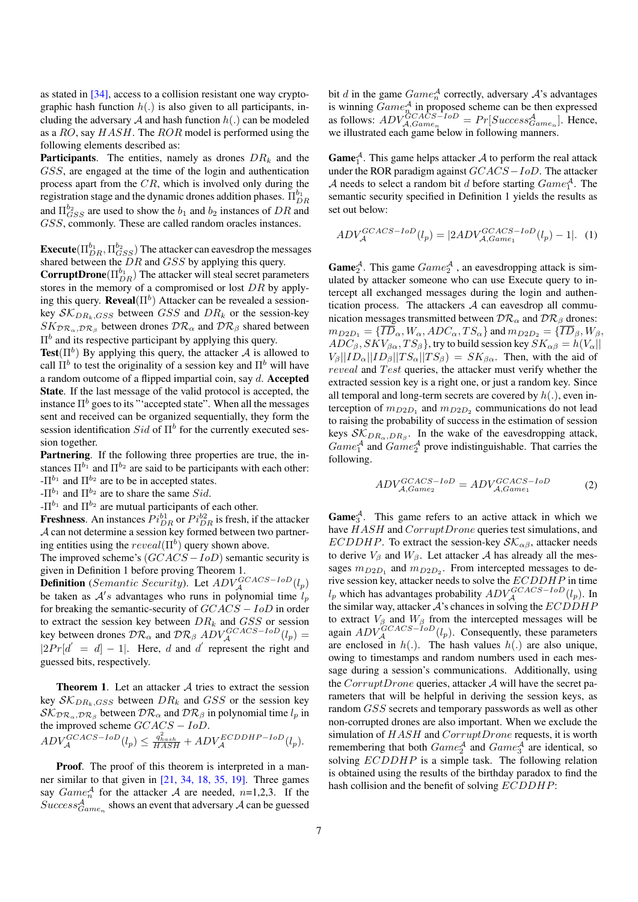as stated in [34], access to a collision resistant one way cryptographic hash function $h(.)$ is also given to all participants, including the adversary $\mathcal{A}$ and hash function $h(.)$ can be modeled as a $RO$, say $HASH$. The $ROR$ model is performed using the following elements described as:

**Participants**. The entities, namely as drones $DR_k$ and the $GSS$, are engaged at the time of the login and authentication process apart from the $CR$, which is involved only during the registration stage and the dynamic drones addition phases. $\Pi_{DR}^{b_1}$ and $\Pi_{GSS}^{b_2}$ are used to show the $b_1$ and $b_2$ instances of $DR$ and $GSS$, commonly. These are called random oracles instances.

**Execute**$(\Pi_{DR}^{b_1}, \Pi_{GSS}^{b_2})$ The attacker can eavesdrop the messages shared between the $DR$ and $GSS$ by applying this query.

**CorruptDrone**$(\Pi_{DR}^{b_1})$ The attacker will steal secret parameters stores in the memory of a compromised or lost $DR$ by applying this query. **Reveal**$(\Pi^b)$ Attacker can be revealed a session-key $\mathcal{SK}_{DR_k,GSS}$ between $GSS$ and $DR_k$ or the session-key $SK_{\mathcal{DR}_\alpha,\mathcal{DR}_\beta}$ between drones $\mathcal{DR}_\alpha$ and $\mathcal{DR}_\beta$ shared between $\Pi^b$ and its respective participant by applying this query.

**Test**$(\Pi^b)$ By applying this query, the attacker $\mathcal{A}$ is allowed to call $\Pi^b$ to test the originality of a session key and $\Pi^b$ will have a random outcome of a flipped impartial coin, say $d$. **Accepted State**. If the last message of the valid protocol is accepted, the instance $\Pi^b$ goes to its "'accepted state". When all the messages sent and received can be organized sequentially, they form the session identification $Sid$ of $\Pi^b$ for the currently executed session together.

**Partnering**. If the following three properties are true, the instances $\Pi^{b_1}$ and $\Pi^{b_2}$ are said to be participants with each other:

-$\Pi^{b_1}$ and $\Pi^{b_2}$ are to be in accepted states.

-$\Pi^{b_1}$ and $\Pi^{b_2}$ are to share the same $Sid$.

-$\Pi^{b_1}$ and $\Pi^{b_2}$ are mutual participants of each other.

**Freshness**. An instances $Pi_{DR}^{b1}$ or $Pi_{DR}^{b2}$ is fresh, if the attacker $\mathcal{A}$ can not determine a session key formed between two partnering entities using the $reveal(\Pi^b)$ query shown above.

The improved scheme's $(GCACS-IoD)$ semantic security is given in Definition 1 before proving Theorem 1.

**Definition** (*Semantic Security*). Let $ADV_{\mathcal{A}}^{GCACS-IoD}(l_p)$ be taken as $\mathcal{A}'s$ advantages who runs in polynomial time $l_p$ for breaking the semantic-security of $GCACS-IoD$ in order to extract the session key between $DR_k$ and $GSS$ or session key between drones $\mathcal{DR}_\alpha$ and $\mathcal{DR}_\beta$ $ADV_{\mathcal{A}}^{GCACS-IoD}(l_p) = |2Pr[d' = d] - 1|$. Here, $d$ and $d'$ represent the right and guessed bits, respectively.

**Theorem 1**. Let an attacker $\mathcal{A}$ tries to extract the session key $\mathcal{SK}_{DR_k,GSS}$ between $DR_k$ and $GSS$ or the session key $\mathcal{SK}_{\mathcal{DR}_\alpha,\mathcal{DR}_\beta}$ between $\mathcal{DR}_\alpha$ and $\mathcal{DR}_\beta$ in polynomial time $l_p$ in the improved scheme $GCACS-IoD$.

$ADV_{\mathcal{A}}^{GCACS-IoD}(l_p) \leq \frac{q_{hash}^2}{HASH} + ADV_{\mathcal{A}}^{ECDDHP-IoD}(l_p)$.

**Proof**. The proof of this theorem is interpreted in a manner similar to that given in [21, 34, 18, 35, 19]. Three games say $Game_n^{\mathcal{A}}$ for the attacker $\mathcal{A}$ are needed, $n$=1,2,3. If the $Success_{Game_n}^{\mathcal{A}}$ shows an event that adversary $\mathcal{A}$ can be guessed bit $d$ in the game $Game_n^{\mathcal{A}}$ correctly, adversary $\mathcal{A}$'s advantages is winning $Game_n^{\mathcal{A}}$ in proposed scheme can be then expressed as follows: $ADV_{\mathcal{A},Game_n}^{GCACS-IoD} = Pr[Success_{Game_n}^{\mathcal{A}}]$. Hence, we illustrated each game below in following manners.

**Game**$_1^{\mathcal{A}}$. This game helps attacker $\mathcal{A}$ to perform the real attack under the ROR paradigm against $GCACS-IoD$. The attacker $\mathcal{A}$ needs to select a random bit $d$ before starting $Game_1^{\mathcal{A}}$. The semantic security specified in Definition 1 yields the results as set out below:

$$ADV_{\mathcal{A}}^{GCACS-IoD}(l_p) = |2ADV_{\mathcal{A},Game_1}^{GCACS-IoD}(l_p) - 1|. \quad (1)$$

**Game**$_2^{\mathcal{A}}$. This game $Game_2^{\mathcal{A}}$ , an eavesdropping attack is simulated by attacker someone who can use Execute query to intercept all exchanged messages during the login and authentication process. The attackers $\mathcal{A}$ can eavesdrop all communication messages transmitted between $\mathcal{DR}_\alpha$ and $\mathcal{DR}_\beta$ drones: $m_{D2D_1} = \{\overline{ID}_\alpha, W_\alpha, ADC_\alpha, TS_\alpha\}$ and $m_{D2D_2} = \{\overline{ID}_\beta, W_\beta, ADC_\beta, SKV_{\beta\alpha}, TS_\beta\}$, try to build session key $SK_{\alpha\beta} = h(V_\alpha|| V_\beta||ID_\alpha||ID_\beta||TS_\alpha||TS_\beta) = SK_{\beta\alpha}$. Then, with the aid of $reveal$ and $Test$ queries, the attacker must verify whether the extracted session key is a right one, or just a random key. Since all temporal and long-term secrets are covered by $h(.)$, even interception of $m_{D2D_1}$ and $m_{D2D_2}$ communications do not lead to raising the probability of success in the estimation of session keys $\mathcal{SK}_{DR_\alpha,DR_\beta}$. In the wake of the eavesdropping attack, $Game_1^{\mathcal{A}}$ and $Game_2^{\mathcal{A}}$ prove indistinguishable. That carries the following.

$$ADV_{\mathcal{A},Game_2}^{GCACS-IoD} = ADV_{\mathcal{A},Game_1}^{GCACS-IoD} \quad (2)$$

**Game**$_3^{\mathcal{A}}$. This game refers to an active attack in which we have $HASH$ and $CorruptDrone$ queries test simulations, and $ECDDHP$. To extract the session-key $\mathcal{SK}_{\alpha\beta}$, attacker needs to derive $V_\beta$ and $W_\beta$. Let attacker $\mathcal{A}$ has already all the messages $m_{D2D_1}$ and $m_{D2D_2}$. From intercepted messages to derive session key, attacker needs to solve the $ECDDHP$ in time $l_p$ which has advantages probability $ADV_{\mathcal{A}}^{GCACS-IoD}(l_p)$. In the similar way, attacker $\mathcal{A}$'s chances in solving the $ECDDHP$ to extract $V_\beta$ and $W_\beta$ from the intercepted messages will be again $ADV_{\mathcal{A}}^{GCACS-IoD}(l_p)$. Consequently, these parameters are enclosed in $h(.)$. The hash values $h(.)$ are also unique, owing to timestamps and random numbers used in each message during a session's communications. Additionally, using the $CorruptDrone$ queries, attacker $\mathcal{A}$ will have the secret parameters that will be helpful in deriving the session keys, as random $GSS$ secrets and temporary passwords as well as other non-corrupted drones are also important. When we exclude the simulation of $HASH$ and $CorruptDrone$ requests, it is worth remembering that both $Game_2^{\mathcal{A}}$ and $Game_3^{\mathcal{A}}$ are identical, so solving $ECDDHP$ is a simple task. The following relation is obtained using the results of the birthday paradox to find the hash collision and the benefit of solving $ECDDHP$: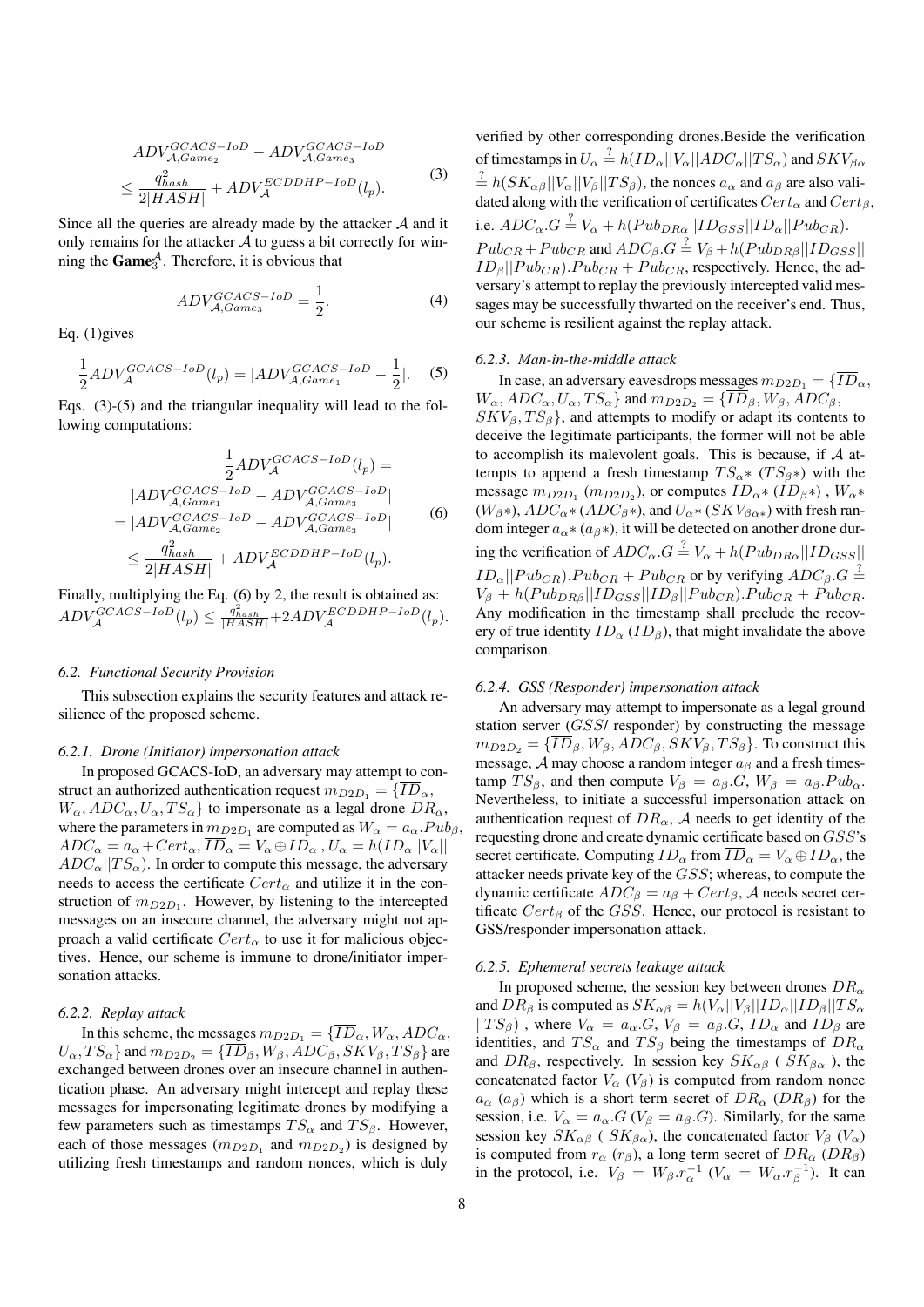$$ADV^{GCACS-IoD}_{\mathcal{A},Game_2} - ADV^{GCACS-IoD}_{\mathcal{A},Game_3} \leq \frac{q^2_{hash}}{2|HASH|} + ADV^{ECDDHP-IoD}_{\mathcal{A}}(l_p). \tag{3}$$

Since all the queries are already made by the attacker $\mathcal{A}$ and it only remains for the attacker $\mathcal{A}$ to guess a bit correctly for winning the **Game**$^{\mathcal{A}}_3$. Therefore, it is obvious that

$$ADV^{GCACS-IoD}_{\mathcal{A},Game_3} = \frac{1}{2}. \tag{4}$$

Eq. (1)gives

$$\frac{1}{2}ADV^{GCACS-IoD}_{\mathcal{A}}(l_p) = |ADV^{GCACS-IoD}_{\mathcal{A},Game_1} - \frac{1}{2}|. \tag{5}$$

Eqs. (3)-(5) and the triangular inequality will lead to the following computations:

$$\begin{aligned} \frac{1}{2}ADV^{GCACS-IoD}_{\mathcal{A}}(l_p) &= \\ |ADV^{GCACS-IoD}_{\mathcal{A},Game_1} &- ADV^{GCACS-IoD}_{\mathcal{A},Game_3}| \\ = |ADV^{GCACS-IoD}_{\mathcal{A},Game_2} &- ADV^{GCACS-IoD}_{\mathcal{A},Game_3}| \\ \leq \frac{q^2_{hash}}{2|HASH|} &+ ADV^{ECDDHP-IoD}_{\mathcal{A}}(l_p). \end{aligned} \tag{6}$$

Finally, multiplying the Eq. (6) by 2, the result is obtained as: $ADV^{GCACS-IoD}_{\mathcal{A}}(l_p) \leq \frac{q^2_{hash}}{|HASH|} + 2ADV^{ECDDHP-IoD}_{\mathcal{A}}(l_p)$.

### 6.2. Functional Security Provision

This subsection explains the security features and attack resilience of the proposed scheme.

#### 6.2.1. Drone (Initiator) impersonation attack

In proposed GCACS-IoD, an adversary may attempt to construct an authorized authentication request $m_{D2D_1} = \{\overline{ID}_\alpha, W_\alpha, ADC_\alpha, U_\alpha, TS_\alpha\}$ to impersonate as a legal drone $DR_\alpha$, where the parameters in $m_{D2D_1}$ are computed as $W_\alpha = a_\alpha.Pub_\beta$, $ADC_\alpha = a_\alpha + Cert_\alpha$, $\overline{ID}_\alpha = V_\alpha \oplus ID_\alpha$ , $U_\alpha = h(ID_\alpha||V_\alpha|| ADC_\alpha||TS_\alpha)$. In order to compute this message, the adversary needs to access the certificate $Cert_\alpha$ and utilize it in the construction of $m_{D2D_1}$. However, by listening to the intercepted messages on an insecure channel, the adversary might not approach a valid certificate $Cert_\alpha$ to use it for malicious objectives. Hence, our scheme is immune to drone/initiator impersonation attacks.

#### 6.2.2. Replay attack

In this scheme, the messages $m_{D2D_1} = \{\overline{ID}_\alpha, W_\alpha, ADC_\alpha, U_\alpha, TS_\alpha\}$ and $m_{D2D_2} = \{\overline{ID}_\beta, W_\beta, ADC_\beta, SKV_\beta, TS_\beta\}$ are exchanged between drones over an insecure channel in authentication phase. An adversary might intercept and replay these messages for impersonating legitimate drones by modifying a few parameters such as timestamps $TS_\alpha$ and $TS_\beta$. However, each of those messages ($m_{D2D_1}$ and $m_{D2D_2}$) is designed by utilizing fresh timestamps and random nonces, which is duly verified by other corresponding drones.Beside the verification of timestamps in $U_\alpha \stackrel{?}{=} h(ID_\alpha||V_\alpha||ADC_\alpha||TS_\alpha)$ and $SKV_{\beta\alpha} \stackrel{?}{=} h(SK_{\alpha\beta}||V_\alpha||V_\beta||TS_\beta)$, the nonces $a_\alpha$ and $a_\beta$ are also validated along with the verification of certificates $Cert_\alpha$ and $Cert_\beta$, i.e. $ADC_\alpha.G \stackrel{?}{=} V_\alpha + h(Pub_{DR\alpha}||ID_{GSS}||ID_\alpha||Pub_{CR}).Pub_{CR} + Pub_{CR}$ and $ADC_\beta.G \stackrel{?}{=} V_\beta + h(Pub_{DR\beta}||ID_{GSS}|| ID_\beta||Pub_{CR}).Pub_{CR} + Pub_{CR}$, respectively. Hence, the adversary's attempt to replay the previously intercepted valid messages may be successfully thwarted on the receiver's end. Thus, our scheme is resilient against the replay attack.

#### 6.2.3. Man-in-the-middle attack

In case, an adversary eavesdrops messages $m_{D2D_1} = \{\overline{ID}_\alpha, W_\alpha, ADC_\alpha, U_\alpha, TS_\alpha\}$ and $m_{D2D_2} = \{\overline{ID}_\beta, W_\beta, ADC_\beta, SKV_\beta, TS_\beta\}$, and attempts to modify or adapt its contents to deceive the legitimate participants, the former will not be able to accomplish its malevolent goals. This is because, if $\mathcal{A}$ attempts to append a fresh timestamp $TS_\alpha*$ ($TS_\beta*$) with the message $m_{D2D_1}$ ($m_{D2D_2}$), or computes $\overline{ID}_\alpha*$ ($\overline{ID}_\beta*$) , $W_\alpha*$ ($W_\beta*$), $ADC_\alpha*$ ($ADC_\beta*$), and $U_\alpha*$ ($SKV_{\beta\alpha*}$) with fresh random integer $a_\alpha*$ ($a_\beta*$), it will be detected on another drone during the verification of $ADC_\alpha.G \stackrel{?}{=} V_\alpha + h(Pub_{DR\alpha}||ID_{GSS}|| ID_\alpha||Pub_{CR}).Pub_{CR} + Pub_{CR}$ or by verifying $ADC_\beta.G \stackrel{?}{=} V_\beta + h(Pub_{DR\beta}||ID_{GSS}||ID_\beta||Pub_{CR}).Pub_{CR} + Pub_{CR}$. Any modification in the timestamp shall preclude the recovery of true identity $ID_\alpha$ ($ID_\beta$), that might invalidate the above comparison.

#### 6.2.4. GSS (Responder) impersonation attack

An adversary may attempt to impersonate as a legal ground station server ($GSS$/ responder) by constructing the message $m_{D2D_2} = \{\overline{ID}_\beta, W_\beta, ADC_\beta, SKV_\beta, TS_\beta\}$. To construct this message, $\mathcal{A}$ may choose a random integer $a_\beta$ and a fresh timestamp $TS_\beta$, and then compute $V_\beta = a_\beta.G$, $W_\beta = a_\beta.Pub_\alpha$. Nevertheless, to initiate a successful impersonation attack on authentication request of $DR_\alpha$, $\mathcal{A}$ needs to get identity of the requesting drone and create dynamic certificate based on $GSS$'s secret certificate. Computing $ID_\alpha$ from $\overline{ID}_\alpha = V_\alpha \oplus ID_\alpha$, the attacker needs private key of the $GSS$; whereas, to compute the dynamic certificate $ADC_\beta = a_\beta + Cert_\beta$, $\mathcal{A}$ needs secret certificate $Cert_\beta$ of the $GSS$. Hence, our protocol is resistant to GSS/responder impersonation attack.

#### 6.2.5. Ephemeral secrets leakage attack

In proposed scheme, the session key between drones $DR_\alpha$ and $DR_\beta$ is computed as $SK_{\alpha\beta} = h(V_\alpha||V_\beta||ID_\alpha||ID_\beta||TS_\alpha ||TS_\beta)$ , where $V_\alpha = a_\alpha.G$, $V_\beta = a_\beta.G$, $ID_\alpha$ and $ID_\beta$ are identities, and $TS_\alpha$ and $TS_\beta$ being the timestamps of $DR_\alpha$ and $DR_\beta$, respectively. In session key $SK_{\alpha\beta}$ ( $SK_{\beta\alpha}$ ), the concatenated factor $V_\alpha$ ($V_\beta$) is computed from random nonce $a_\alpha$ ($a_\beta$) which is a short term secret of $DR_\alpha$ ($DR_\beta$) for the session, i.e. $V_\alpha = a_\alpha.G$ ($V_\beta = a_\beta.G$). Similarly, for the same session key $SK_{\alpha\beta}$ ( $SK_{\beta\alpha}$), the concatenated factor $V_\beta$ ($V_\alpha$) is computed from $r_\alpha$ ($r_\beta$), a long term secret of $DR_\alpha$ ($DR_\beta$) in the protocol, i.e. $V_\beta = W_\beta.r^{-1}_\alpha$ ($V_\alpha = W_\alpha.r^{-1}_\beta$). It can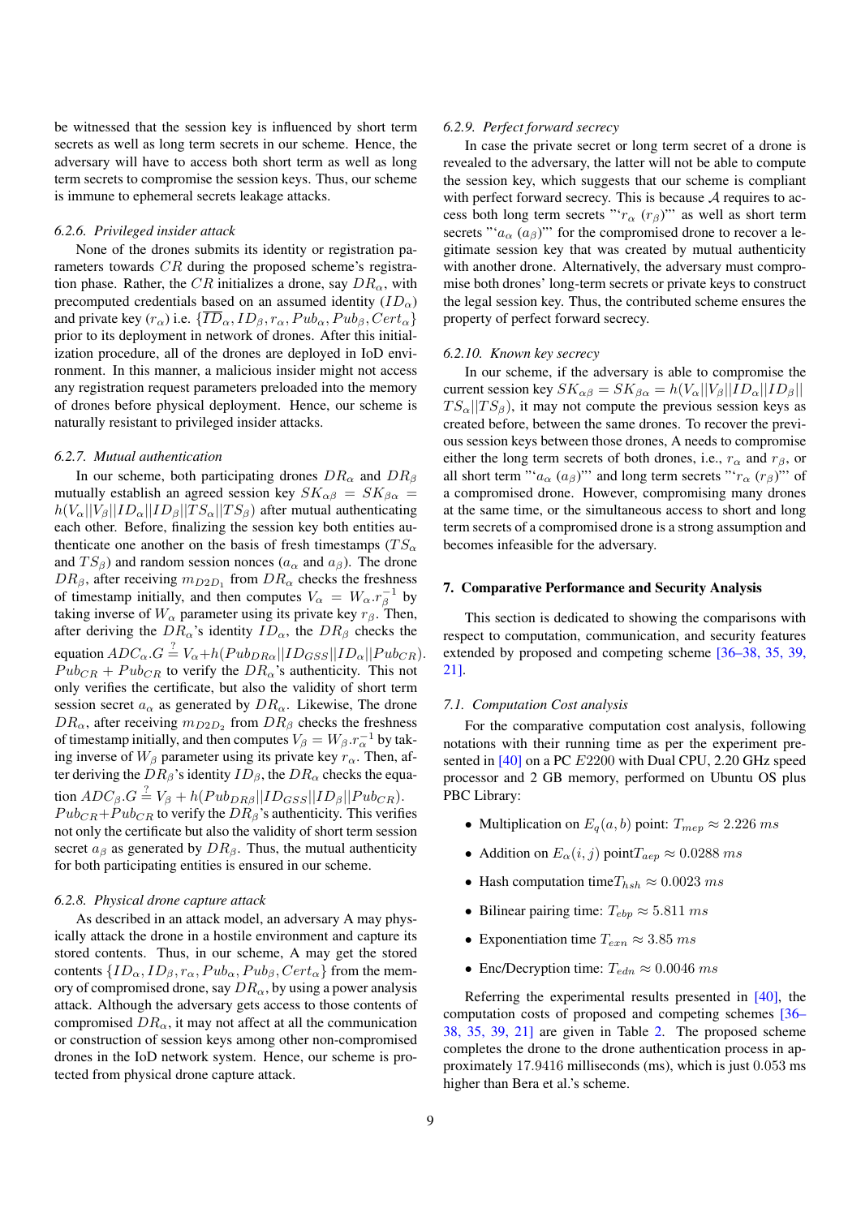be witnessed that the session key is influenced by short term secrets as well as long term secrets in our scheme. Hence, the adversary will have to access both short term as well as long term secrets to compromise the session keys. Thus, our scheme is immune to ephemeral secrets leakage attacks.

#### 6.2.6. Privileged insider attack

None of the drones submits its identity or registration parameters towards $CR$ during the proposed scheme's registration phase. Rather, the $CR$ initializes a drone, say $DR_\alpha$, with precomputed credentials based on an assumed identity $(ID_\alpha)$ and private key $(r_\alpha)$ i.e. $\{\overline{ID}_\alpha, ID_\beta, r_\alpha, Pub_\alpha, Pub_\beta, Cert_\alpha\}$ prior to its deployment in network of drones. After this initialization procedure, all of the drones are deployed in IoD environment. In this manner, a malicious insider might not access any registration request parameters preloaded into the memory of drones before physical deployment. Hence, our scheme is naturally resistant to privileged insider attacks.

#### 6.2.7. Mutual authentication

In our scheme, both participating drones $DR_\alpha$ and $DR_\beta$ mutually establish an agreed session key $SK_{\alpha\beta} = SK_{\beta\alpha} = h(V_\alpha||V_\beta||ID_\alpha||ID_\beta||TS_\alpha||TS_\beta)$ after mutual authenticating each other. Before, finalizing the session key both entities authenticate one another on the basis of fresh timestamps ($TS_\alpha$ and $TS_\beta$) and random session nonces ($a_\alpha$ and $a_\beta$). The drone $DR_\beta$, after receiving $m_{D2D_1}$ from $DR_\alpha$ checks the freshness of timestamp initially, and then computes $V_\alpha = W_\alpha.r_\beta^{-1}$ by taking inverse of $W_\alpha$ parameter using its private key $r_\beta$. Then, after deriving the $DR_\alpha$'s identity $ID_\alpha$, the $DR_\beta$ checks the equation $ADC_\alpha.G \stackrel{?}{=} V_\alpha + h(Pub_{DR\alpha}||ID_{GSS}||ID_\alpha||Pub_{CR})$. $Pub_{CR} + Pub_{CR}$ to verify the $DR_\alpha$'s authenticity. This not only verifies the certificate, but also the validity of short term session secret $a_\alpha$ as generated by $DR_\alpha$. Likewise, The drone $DR_\alpha$, after receiving $m_{D2D_2}$ from $DR_\beta$ checks the freshness of timestamp initially, and then computes $V_\beta = W_\beta.r_\alpha^{-1}$ by taking inverse of $W_\beta$ parameter using its private key $r_\alpha$. Then, after deriving the $DR_\beta$'s identity $ID_\beta$, the $DR_\alpha$ checks the equation $ADC_\beta.G \stackrel{?}{=} V_\beta + h(Pub_{DR\beta}||ID_{GSS}||ID_\beta||Pub_{CR})$. $Pub_{CR}+Pub_{CR}$ to verify the $DR_\beta$'s authenticity. This verifies not only the certificate but also the validity of short term session secret $a_\beta$ as generated by $DR_\beta$. Thus, the mutual authenticity for both participating entities is ensured in our scheme.

#### 6.2.8. Physical drone capture attack

As described in an attack model, an adversary A may physically attack the drone in a hostile environment and capture its stored contents. Thus, in our scheme, A may get the stored contents $\{ID_\alpha, ID_\beta, r_\alpha, Pub_\alpha, Pub_\beta, Cert_\alpha\}$ from the memory of compromised drone, say $DR_\alpha$, by using a power analysis attack. Although the adversary gets access to those contents of compromised $DR_\alpha$, it may not affect at all the communication or construction of session keys among other non-compromised drones in the IoD network system. Hence, our scheme is protected from physical drone capture attack.

#### 6.2.9. Perfect forward secrecy

In case the private secret or long term secret of a drone is revealed to the adversary, the latter will not be able to compute the session key, which suggests that our scheme is compliant with perfect forward secrecy. This is because $\mathcal{A}$ requires to access both long term secrets "'$r_\alpha$ $(r_\beta)$"' as well as short term secrets "'$a_\alpha$ $(a_\beta)$"' for the compromised drone to recover a legitimate session key that was created by mutual authenticity with another drone. Alternatively, the adversary must compromise both drones' long-term secrets or private keys to construct the legal session key. Thus, the contributed scheme ensures the property of perfect forward secrecy.

#### 6.2.10. Known key secrecy

In our scheme, if the adversary is able to compromise the current session key $SK_{\alpha\beta} = SK_{\beta\alpha} = h(V_\alpha||V_\beta||ID_\alpha||ID_\beta|| TS_\alpha||TS_\beta)$, it may not compute the previous session keys as created before, between the same drones. To recover the previous session keys between those drones, A needs to compromise either the long term secrets of both drones, i.e., $r_\alpha$ and $r_\beta$, or all short term "'$a_\alpha$ $(a_\beta)$"' and long term secrets "'$r_\alpha$ $(r_\beta)$"' of a compromised drone. However, compromising many drones at the same time, or the simultaneous access to short and long term secrets of a compromised drone is a strong assumption and becomes infeasible for the adversary.

## 7. Comparative Performance and Security Analysis

This section is dedicated to showing the comparisons with respect to computation, communication, and security features extended by proposed and competing scheme [36–38, 35, 39, 21].

### 7.1. Computation Cost analysis

For the comparative computation cost analysis, following notations with their running time as per the experiment presented in [40] on a PC $E2200$ with Dual CPU, 2.20 GHz speed processor and 2 GB memory, performed on Ubuntu OS plus PBC Library:

- Multiplication on $E_q(a, b)$ point: $T_{mep} \approx 2.226$ $ms$
- Addition on $E_\alpha(i, j)$ point$T_{aep} \approx 0.0288$ $ms$
- Hash computation time$T_{hsh} \approx 0.0023$ $ms$
- Bilinear pairing time: $T_{ebp} \approx 5.811$ $ms$
- Exponentiation time $T_{exn} \approx 3.85$ $ms$
- Enc/Decryption time: $T_{edn} \approx 0.0046$ $ms$

Referring the experimental results presented in [40], the computation costs of proposed and competing schemes [36–38, 35, 39, 21] are given in Table 2. The proposed scheme completes the drone to the drone authentication process in approximately 17.9416 milliseconds (ms), which is just 0.053 ms higher than Bera et al.'s scheme.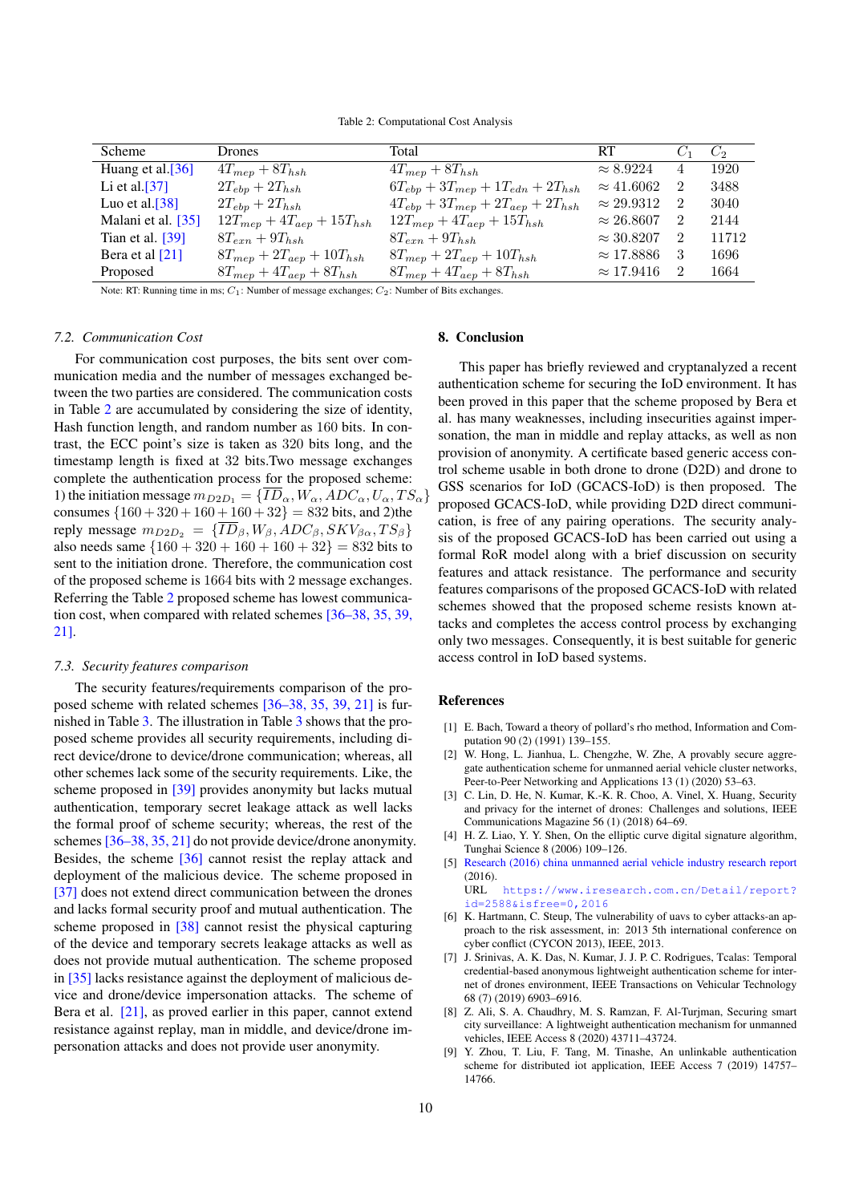Table 2: Computational Cost Analysis

| Scheme | Drones | Total | RT | $C_1$ | $C_2$ |
|---|---|---|---|---|---|
| Huang et al.[36] | $4T_{mep} + 8T_{hsh}$ | $4T_{mep} + 8T_{hsh}$ | $\approx 8.9224$ | 4 | 1920 |
| Li et al.[37] | $2T_{ebp} + 2T_{hsh}$ | $6T_{ebp} + 3T_{mep} + 1T_{edn} + 2T_{hsh}$ | $\approx 41.6062$ | 2 | 3488 |
| Luo et al.[38] | $2T_{ebp} + 2T_{hsh}$ | $4T_{ebp} + 3T_{mep} + 2T_{aep} + 2T_{hsh}$ | $\approx 29.9312$ | 2 | 3040 |
| Malani et al. [35] | $12T_{mep} + 4T_{aep} + 15T_{hsh}$ | $12T_{mep} + 4T_{aep} + 15T_{hsh}$ | $\approx 26.8607$ | 2 | 2144 |
| Tian et al. [39] | $8T_{exn} + 9T_{hsh}$ | $8T_{exn} + 9T_{hsh}$ | $\approx 30.8207$ | 2 | 11712 |
| Bera et al [21] | $8T_{mep} + 2T_{aep} + 10T_{hsh}$ | $8T_{mep} + 2T_{aep} + 10T_{hsh}$ | $\approx 17.8886$ | 3 | 1696 |
| Proposed | $8T_{mep} + 4T_{aep} + 8T_{hsh}$ | $8T_{mep} + 4T_{aep} + 8T_{hsh}$ | $\approx 17.9416$ | 2 | 1664 |

Note: RT: Running time in ms; $C_1$: Number of message exchanges; $C_2$: Number of Bits exchanges.

### 7.2. Communication Cost

For communication cost purposes, the bits sent over communication media and the number of messages exchanged between the two parties are considered. The communication costs in Table 2 are accumulated by considering the size of identity, Hash function length, and random number as 160 bits. In contrast, the ECC point's size is taken as 320 bits long, and the timestamp length is fixed at 32 bits.Two message exchanges complete the authentication process for the proposed scheme: 1) the initiation message $m_{D2D_1} = \{\overline{ID}_\alpha, W_\alpha, ADC_\alpha, U_\alpha, TS_\alpha\}$ consumes $\{160+320+160+160+32\} = 832$ bits, and 2)the reply message $m_{D2D_2} = \{\overline{ID}_\beta, W_\beta, ADC_\beta, SKV_{\beta\alpha}, TS_\beta\}$ also needs same $\{160+320+160+160+32\} = 832$ bits to sent to the initiation drone. Therefore, the communication cost of the proposed scheme is 1664 bits with 2 message exchanges. Referring the Table 2 proposed scheme has lowest communication cost, when compared with related schemes [36–38, 35, 39, 21].

### 7.3. Security features comparison

The security features/requirements comparison of the proposed scheme with related schemes [36–38, 35, 39, 21] is furnished in Table 3. The illustration in Table 3 shows that the proposed scheme provides all security requirements, including direct device/drone to device/drone communication; whereas, all other schemes lack some of the security requirements. Like, the scheme proposed in [39] provides anonymity but lacks mutual authentication, temporary secret leakage attack as well lacks the formal proof of scheme security; whereas, the rest of the schemes [36–38, 35, 21] do not provide device/drone anonymity. Besides, the scheme [36] cannot resist the replay attack and deployment of the malicious device. The scheme proposed in [37] does not extend direct communication between the drones and lacks formal security proof and mutual authentication. The scheme proposed in [38] cannot resist the physical capturing of the device and temporary secrets leakage attacks as well as does not provide mutual authentication. The scheme proposed in [35] lacks resistance against the deployment of malicious device and drone/device impersonation attacks. The scheme of Bera et al. [21], as proved earlier in this paper, cannot extend resistance against replay, man in middle, and device/drone impersonation attacks and does not provide user anonymity.

## 8. Conclusion

This paper has briefly reviewed and cryptanalyzed a recent authentication scheme for securing the IoD environment. It has been proved in this paper that the scheme proposed by Bera et al. has many weaknesses, including insecurities against impersonation, the man in middle and replay attacks, as well as non provision of anonymity. A certificate based generic access control scheme usable in both drone to drone (D2D) and drone to GSS scenarios for IoD (GCACS-IoD) is then proposed. The proposed GCACS-IoD, while providing D2D direct communication, is free of any pairing operations. The security analysis of the proposed GCACS-IoD has been carried out using a formal RoR model along with a brief discussion on security features and attack resistance. The performance and security features comparisons of the proposed GCACS-IoD with related schemes showed that the proposed scheme resists known attacks and completes the access control process by exchanging only two messages. Consequently, it is best suitable for generic access control in IoD based systems.

## References

[1] E. Bach, Toward a theory of pollard's rho method, Information and Computation 90 (2) (1991) 139–155.

[2] W. Hong, L. Jianhua, L. Chengzhe, W. Zhe, A provably secure aggregate authentication scheme for unmanned aerial vehicle cluster networks, Peer-to-Peer Networking and Applications 13 (1) (2020) 53–63.

[3] C. Lin, D. He, N. Kumar, K.-K. R. Choo, A. Vinel, X. Huang, Security and privacy for the internet of drones: Challenges and solutions, IEEE Communications Magazine 56 (1) (2018) 64–69.

[4] H. Z. Liao, Y. Y. Shen, On the elliptic curve digital signature algorithm, Tunghai Science 8 (2006) 109–126.

[5] Research (2016) china unmanned aerial vehicle industry research report (2016).
URL https://www.iresearch.com.cn/Detail/report?id=2588&isfree=0,2016

[6] K. Hartmann, C. Steup, The vulnerability of uavs to cyber attacks-an approach to the risk assessment, in: 2013 5th international conference on cyber conflict (CYCON 2013), IEEE, 2013.

[7] J. Srinivas, A. K. Das, N. Kumar, J. J. P. C. Rodrigues, Tcalas: Temporal credential-based anonymous lightweight authentication scheme for internet of drones environment, IEEE Transactions on Vehicular Technology 68 (7) (2019) 6903–6916.

[8] Z. Ali, S. A. Chaudhry, M. S. Ramzan, F. Al-Turjman, Securing smart city surveillance: A lightweight authentication mechanism for unmanned vehicles, IEEE Access 8 (2020) 43711–43724.

[9] Y. Zhou, T. Liu, F. Tang, M. Tinashe, An unlinkable authentication scheme for distributed iot application, IEEE Access 7 (2019) 14757–14766.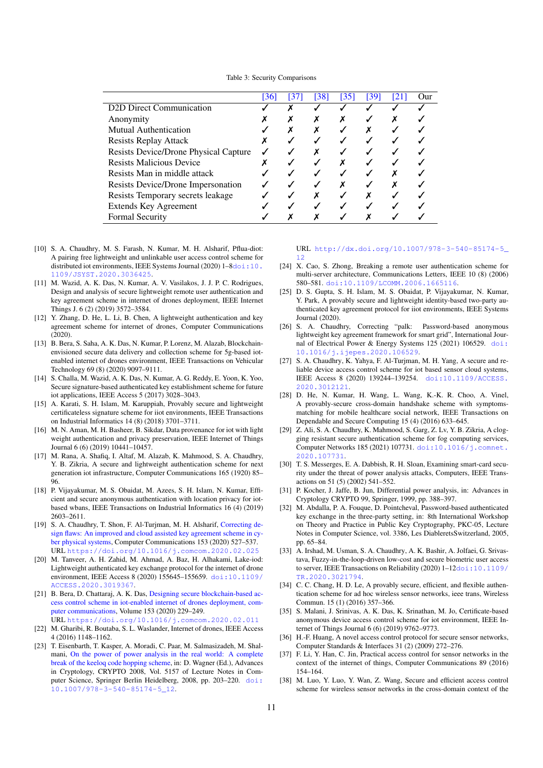Table 3: Security Comparisons

| | [36] | [37] | [38] | [35] | [39] | [21] | Our |
|---|---|---|---|---|---|---|---|
| D2D Direct Communication | ✓ | ✗ | ✓ | ✓ | ✓ | ✓ | ✓ |
| Anonymity | ✗ | ✗ | ✗ | ✗ | ✓ | ✗ | ✓ |
| Mutual Authentication | ✓ | ✗ | ✗ | ✓ | ✗ | ✓ | ✓ |
| Resists Replay Attack | ✗ | ✓ | ✓ | ✓ | ✓ | ✓ | ✓ |
| Resists Device/Drone Physical Capture | ✓ | ✓ | ✗ | ✓ | ✓ | ✓ | ✓ |
| Resists Malicious Device | ✗ | ✓ | ✓ | ✗ | ✓ | ✓ | ✓ |
| Resists Man in middle attack | ✓ | ✓ | ✓ | ✓ | ✓ | ✗ | ✓ |
| Resists Device/Drone Impersonation | ✓ | ✓ | ✓ | ✗ | ✓ | ✗ | ✓ |
| Resists Temporary secrets leakage | ✓ | ✓ | ✗ | ✓ | ✗ | ✓ | ✓ |
| Extends Key Agreement | ✓ | ✓ | ✓ | ✓ | ✓ | ✓ | ✓ |
| Formal Security | ✓ | ✗ | ✗ | ✓ | ✗ | ✓ | ✓ |

[10] S. A. Chaudhry, M. S. Farash, N. Kumar, M. H. Alsharif, Pflua-diot: A pairing free lightweight and unlinkable user access control scheme for distributed iot environments, IEEE Systems Journal (2020) 1–8doi:10.1109/JSYST.2020.3036425.

[11] M. Wazid, A. K. Das, N. Kumar, A. V. Vasilakos, J. J. P. C. Rodrigues, Design and analysis of secure lightweight remote user authentication and key agreement scheme in internet of drones deployment, IEEE Internet Things J. 6 (2) (2019) 3572–3584.

[12] Y. Zhang, D. He, L. Li, B. Chen, A lightweight authentication and key agreement scheme for internet of drones, Computer Communications (2020).

[13] B. Bera, S. Saha, A. K. Das, N. Kumar, P. Lorenz, M. Alazab, Blockchain-envisioned secure data delivery and collection scheme for 5g-based iot-enabled internet of drones environment, IEEE Transactions on Vehicular Technology 69 (8) (2020) 9097–9111.

[14] S. Challa, M. Wazid, A. K. Das, N. Kumar, A. G. Reddy, E. Yoon, K. Yoo, Secure signature-based authenticated key establishment scheme for future iot applications, IEEE Access 5 (2017) 3028–3043.

[15] A. Karati, S. H. Islam, M. Karuppiah, Provably secure and lightweight certificateless signature scheme for iiot environments, IEEE Transactions on Industrial Informatics 14 (8) (2018) 3701–3711.

[16] M. N. Aman, M. H. Basheer, B. Sikdar, Data provenance for iot with light weight authentication and privacy preservation, IEEE Internet of Things Journal 6 (6) (2019) 10441–10457.

[17] M. Rana, A. Shafiq, I. Altaf, M. Alazab, K. Mahmood, S. A. Chaudhry, Y. B. Zikria, A secure and lightweight authentication scheme for next generation iot infrastructure, Computer Communications 165 (1920) 85–96.

[18] P. Vijayakumar, M. S. Obaidat, M. Azees, S. H. Islam, N. Kumar, Efficient and secure anonymous authentication with location privacy for iot-based wbans, IEEE Transactions on Industrial Informatics 16 (4) (2019) 2603–2611.

[19] S. A. Chaudhry, T. Shon, F. Al-Turjman, M. H. Alsharif, Correcting design flaws: An improved and cloud assisted key agreement scheme in cyber physical systems, Computer Communications 153 (2020) 527–537. URL https://doi.org/10.1016/j.comcom.2020.02.025

[20] M. Tanveer, A. H. Zahid, M. Ahmad, A. Baz, H. Alhakami, Lake-iod: Lightweight authenticated key exchange protocol for the internet of drone environment, IEEE Access 8 (2020) 155645–155659. doi:10.1109/ACCESS.2020.3019367.

[21] B. Bera, D. Chattaraj, A. K. Das, Designing secure blockchain-based access control scheme in iot-enabled internet of drones deployment, computer communications, Volume 153 (2020) 229–249. URL https://doi.org/10.1016/j.comcom.2020.02.011

[22] M. Gharibi, R. Boutaba, S. L. Waslander, Internet of drones, IEEE Access 4 (2016) 1148–1162.

[23] T. Eisenbarth, T. Kasper, A. Moradi, C. Paar, M. Salmasizadeh, M. Shalmani, On the power of power analysis in the real world: A complete break of the keeloq code hopping scheme, in: D. Wagner (Ed.), Advances in Cryptology, CRYPTO 2008, Vol. 5157 of Lecture Notes in Computer Science, Springer Berlin Heidelberg, 2008, pp. 203–220. doi:10.1007/978-3-540-85174-5_12. URL http://dx.doi.org/10.1007/978-3-540-85174-5_12

[24] X. Cao, S. Zhong, Breaking a remote user authentication scheme for multi-server architecture, Communications Letters, IEEE 10 (8) (2006) 580–581. doi:10.1109/LCOMM.2006.1665116.

[25] D. S. Gupta, S. H. Islam, M. S. Obaidat, P. Vijayakumar, N. Kumar, Y. Park, A provably secure and lightweight identity-based two-party authenticated key agreement protocol for iiot environments, IEEE Systems Journal (2020).

[26] S. A. Chaudhry, Correcting "palk: Password-based anonymous lightweight key agreement framework for smart grid", International Journal of Electrical Power & Energy Systems 125 (2021) 106529. doi:10.1016/j.ijepes.2020.106529.

[27] S. A. Chaudhry, K. Yahya, F. Al-Turjman, M. H. Yang, A secure and reliable device access control scheme for iot based sensor cloud systems, IEEE Access 8 (2020) 139244–139254. doi:10.1109/ACCESS.2020.3012121.

[28] D. He, N. Kumar, H. Wang, L. Wang, K.-K. R. Choo, A. Vinel, A provably-secure cross-domain handshake scheme with symptoms-matching for mobile healthcare social network, IEEE Transactions on Dependable and Secure Computing 15 (4) (2016) 633–645.

[29] Z. Ali, S. A. Chaudhry, K. Mahmood, S. Garg, Z. Lv, Y. B. Zikria, A clogging resistant secure authentication scheme for fog computing services, Computer Networks 185 (2021) 107731. doi:10.1016/j.comnet.2020.107731.

[30] T. S. Messerges, E. A. Dabbish, R. H. Sloan, Examining smart-card security under the threat of power analysis attacks, Computers, IEEE Transactions on 51 (5) (2002) 541–552.

[31] P. Kocher, J. Jaffe, B. Jun, Differential power analysis, in: Advances in Cryptology CRYPTO 99, Springer, 1999, pp. 388–397.

[32] M. Abdalla, P. A. Fouque, D. Pointcheval, Password-based authenticated key exchange in the three-party setting, in: 8th International Workshop on Theory and Practice in Public Key Cryptography, PKC-05, Lecture Notes in Computer Science, vol. 3386, Les DiableretsSwitzerland, 2005, pp. 65–84.

[33] A. Irshad, M. Usman, S. A. Chaudhry, A. K. Bashir, A. Jolfaei, G. Srivastava, Fuzzy-in-the-loop-driven low-cost and secure biometric user access to server, IEEE Transactions on Reliability (2020) 1–12doi:10.1109/TR.2020.3021794.

[34] C. C. Chang, H. D. Le, A provably secure, efficient, and flexible authentication scheme for ad hoc wireless sensor networks, ieee trans, Wireless Commun. 15 (1) (2016) 357–366.

[35] S. Malani, J. Srinivas, A. K. Das, K. Srinathan, M. Jo, Certificate-based anonymous device access control scheme for iot environment, IEEE Internet of Things Journal 6 (6) (2019) 9762–9773.

[36] H.-F. Huang, A novel access control protocol for secure sensor networks, Computer Standards & Interfaces 31 (2) (2009) 272–276.

[37] F. Li, Y. Han, C. Jin, Practical access control for sensor networks in the context of the internet of things, Computer Communications 89 (2016) 154–164.

[38] M. Luo, Y. Luo, Y. Wan, Z. Wang, Secure and efficient access control scheme for wireless sensor networks in the cross-domain context of the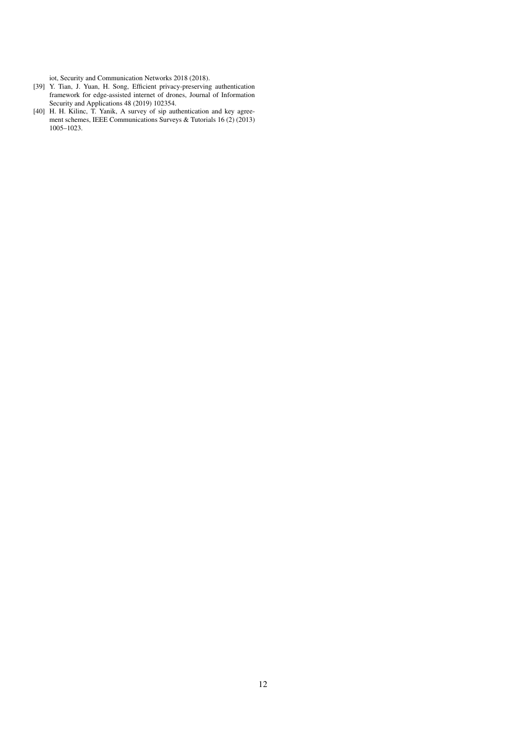iot, Security and Communication Networks 2018 (2018).

[39] Y. Tian, J. Yuan, H. Song, Efficient privacy-preserving authentication framework for edge-assisted internet of drones, Journal of Information Security and Applications 48 (2019) 102354.

[40] H. H. Kilinc, T. Yanik, A survey of sip authentication and key agreement schemes, IEEE Communications Surveys & Tutorials 16 (2) (2013) 1005–1023.